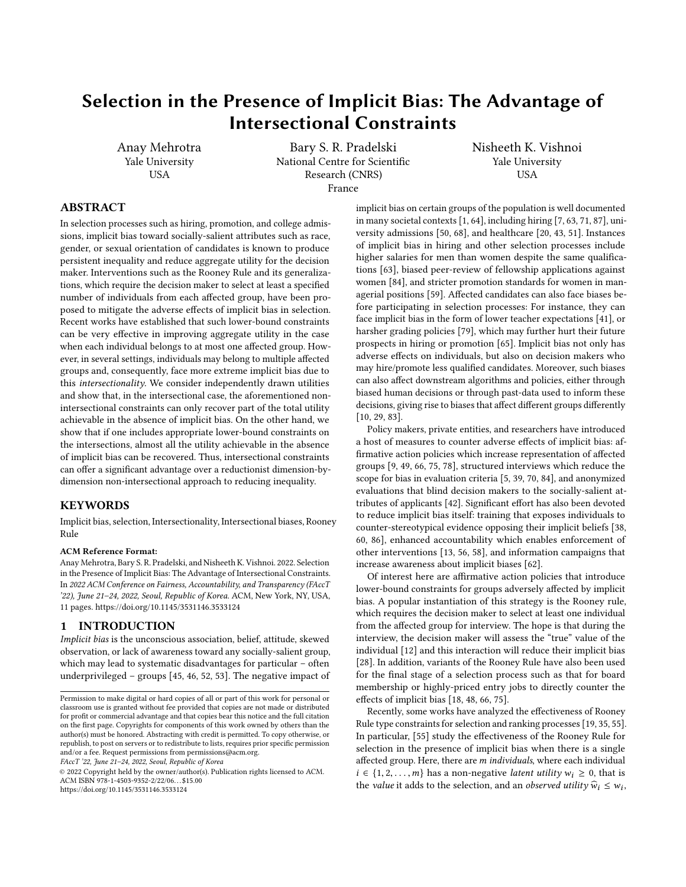# Selection in the Presence of Implicit Bias: The Advantage of Intersectional Constraints

Anay Mehrotra
Yale University
USA

Bary S. R. Pradelski
National Centre for Scientific Research (CNRS)
France

Nisheeth K. Vishnoi
Yale University
USA

## ABSTRACT

In selection processes such as hiring, promotion, and college admissions, implicit bias toward socially-salient attributes such as race, gender, or sexual orientation of candidates is known to produce persistent inequality and reduce aggregate utility for the decision maker. Interventions such as the Rooney Rule and its generalizations, which require the decision maker to select at least a specified number of individuals from each affected group, have been proposed to mitigate the adverse effects of implicit bias in selection. Recent works have established that such lower-bound constraints can be very effective in improving aggregate utility in the case when each individual belongs to at most one affected group. However, in several settings, individuals may belong to multiple affected groups and, consequently, face more extreme implicit bias due to this *intersectionality*. We consider independently drawn utilities and show that, in the intersectional case, the aforementioned non-intersectional constraints can only recover part of the total utility achievable in the absence of implicit bias. On the other hand, we show that if one includes appropriate lower-bound constraints on the intersections, almost all the utility achievable in the absence of implicit bias can be recovered. Thus, intersectional constraints can offer a significant advantage over a reductionist dimension-by-dimension non-intersectional approach to reducing inequality.

## KEYWORDS

Implicit bias, selection, Intersectionality, Intersectional biases, Rooney Rule

**ACM Reference Format:**
Anay Mehrotra, Bary S. R. Pradelski, and Nisheeth K. Vishnoi. 2022. Selection in the Presence of Implicit Bias: The Advantage of Intersectional Constraints. In *2022 ACM Conference on Fairness, Accountability, and Transparency (FAccT '22), June 21–24, 2022, Seoul, Republic of Korea.* ACM, New York, NY, USA, 11 pages. https://doi.org/10.1145/3531146.3533124

## 1 INTRODUCTION

*Implicit bias* is the unconscious association, belief, attitude, skewed observation, or lack of awareness toward any socially-salient group, which may lead to systematic disadvantages for particular – often underprivileged – groups [45, 46, 52, 53]. The negative impact of implicit bias on certain groups of the population is well documented in many societal contexts [1, 64], including hiring [7, 63, 71, 87], university admissions [50, 68], and healthcare [20, 43, 51]. Instances of implicit bias in hiring and other selection processes include higher salaries for men than women despite the same qualifications [63], biased peer-review of fellowship applications against women [84], and stricter promotion standards for women in managerial positions [59]. Affected candidates can also face biases before participating in selection processes: For instance, they can face implicit bias in the form of lower teacher expectations [41], or harsher grading policies [79], which may further hurt their future prospects in hiring or promotion [65]. Implicit bias not only has adverse effects on individuals, but also on decision makers who may hire/promote less qualified candidates. Moreover, such biases can also affect downstream algorithms and policies, either through biased human decisions or through past-data used to inform these decisions, giving rise to biases that affect different groups differently [10, 29, 83].

Policy makers, private entities, and researchers have introduced a host of measures to counter adverse effects of implicit bias: affirmative action policies which increase representation of affected groups [9, 49, 66, 75, 78], structured interviews which reduce the scope for bias in evaluation criteria [5, 39, 70, 84], and anonymized evaluations that blind decision makers to the socially-salient attributes of applicants [42]. Significant effort has also been devoted to reduce implicit bias itself: training that exposes individuals to counter-stereotypical evidence opposing their implicit beliefs [38, 60, 86], enhanced accountability which enables enforcement of other interventions [13, 56, 58], and information campaigns that increase awareness about implicit biases [62].

Of interest here are affirmative action policies that introduce lower-bound constraints for groups adversely affected by implicit bias. A popular instantiation of this strategy is the Rooney rule, which requires the decision maker to select at least one individual from the affected group for interview. The hope is that during the interview, the decision maker will assess the "true" value of the individual [12] and this interaction will reduce their implicit bias [28]. In addition, variants of the Rooney Rule have also been used for the final stage of a selection process such as that for board membership or highly-priced entry jobs to directly counter the effects of implicit bias [18, 48, 66, 75].

Recently, some works have analyzed the effectiveness of Rooney Rule type constraints for selection and ranking processes [19, 35, 55]. In particular, [55] study the effectiveness of the Rooney Rule for selection in the presence of implicit bias when there is a single affected group. Here, there are $m$ *individuals*, where each individual $i \in \{1, 2, \ldots, m\}$ has a non-negative *latent utility* $w_i \geq 0$, that is the *value* it adds to the selection, and an *observed utility* $\widehat{w}_i \leq w_i$,

Permission to make digital or hard copies of all or part of this work for personal or classroom use is granted without fee provided that copies are not made or distributed for profit or commercial advantage and that copies bear this notice and the full citation on the first page. Copyrights for components of this work owned by others than the author(s) must be honored. Abstracting with credit is permitted. To copy otherwise, or republish, to post on servers or to redistribute to lists, requires prior specific permission and/or a fee. Request permissions from permissions@acm.org.
*FAccT '22, June 21–24, 2022, Seoul, Republic of Korea*
© 2022 Copyright held by the owner/author(s). Publication rights licensed to ACM.
ACM ISBN 978-1-4503-9352-2/22/06...$15.00
https://doi.org/10.1145/3531146.3533124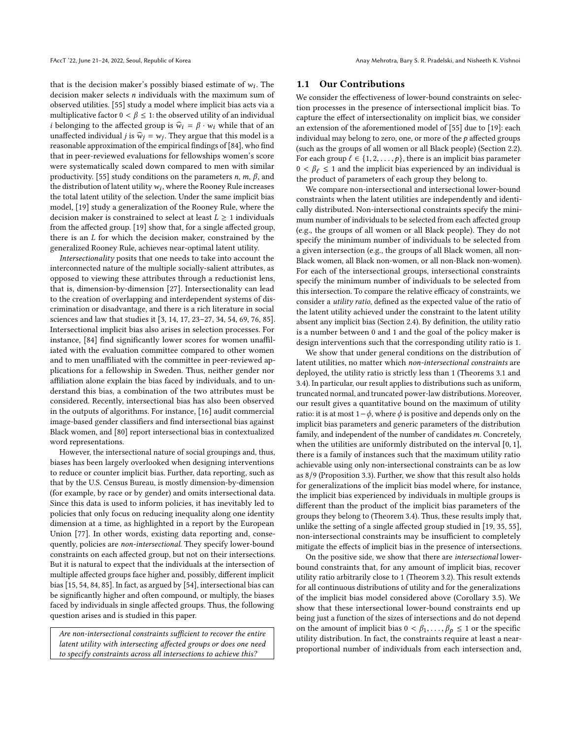that is the decision maker's possibly biased estimate of $w_i$. The decision maker selects $n$ individuals with the maximum sum of observed utilities. [55] study a model where implicit bias acts via a multiplicative factor $0 < \beta \leq 1$: the observed utility of an individual $i$ belonging to the affected group is $\widehat{w}_i = \beta \cdot w_i$ while that of an unaffected individual $j$ is $\widehat{w}_j = w_j$. They argue that this model is a reasonable approximation of the empirical findings of [84], who find that in peer-reviewed evaluations for fellowships women's score were systematically scaled down compared to men with similar productivity. [55] study conditions on the parameters $n$, $m$, $\beta$, and the distribution of latent utility $w_i$, where the Rooney Rule increases the total latent utility of the selection. Under the same implicit bias model, [19] study a generalization of the Rooney Rule, where the decision maker is constrained to select at least $L \geq 1$ individuals from the affected group. [19] show that, for a single affected group, there is an $L$ for which the decision maker, constrained by the generalized Rooney Rule, achieves near-optimal latent utility.

*Intersectionality* posits that one needs to take into account the interconnected nature of the multiple socially-salient attributes, as opposed to viewing these attributes through a reductionist lens, that is, dimension-by-dimension [27]. Intersectionality can lead to the creation of overlapping and interdependent systems of discrimination or disadvantage, and there is a rich literature in social sciences and law that studies it [3, 14, 17, 23–27, 34, 54, 69, 76, 85]. Intersectional implicit bias also arises in selection processes. For instance, [84] find significantly lower scores for women unaffiliated with the evaluation committee compared to other women and to men unaffiliated with the committee in peer-reviewed applications for a fellowship in Sweden. Thus, neither gender nor affiliation alone explain the bias faced by individuals, and to understand this bias, a combination of the two attributes must be considered. Recently, intersectional bias has also been observed in the outputs of algorithms. For instance, [16] audit commercial image-based gender classifiers and find intersectional bias against Black women, and [80] report intersectional bias in contextualized word representations.

However, the intersectional nature of social groupings and, thus, biases has been largely overlooked when designing interventions to reduce or counter implicit bias. Further, data reporting, such as that by the U.S. Census Bureau, is mostly dimension-by-dimension (for example, by race or by gender) and omits intersectional data. Since this data is used to inform policies, it has inevitably led to policies that only focus on reducing inequality along one identity dimension at a time, as highlighted in a report by the European Union [77]. In other words, existing data reporting and, consequently, policies are *non-intersectional*. They specify lower-bound constraints on each affected group, but not on their intersections. But it is natural to expect that the individuals at the intersection of multiple affected groups face higher and, possibly, different implicit bias [15, 54, 84, 85]. In fact, as argued by [54], intersectional bias can be significantly higher and often compound, or multiply, the biases faced by individuals in single affected groups. Thus, the following question arises and is studied in this paper.

> *Are non-intersectional constraints sufficient to recover the entire latent utility with intersecting affected groups or does one need to specify constraints across all intersections to achieve this?*

## 1.1 Our Contributions

We consider the effectiveness of lower-bound constraints on selection processes in the presence of intersectional implicit bias. To capture the effect of intersectionality on implicit bias, we consider an extension of the aforementioned model of [55] due to [19]: each individual may belong to zero, one, or more of the $p$ affected groups (such as the groups of all women or all Black people) (Section 2.2). For each group $\ell \in \{1, 2, \ldots, p\}$, there is an implicit bias parameter $0 < \beta_\ell \leq 1$ and the implicit bias experienced by an individual is the product of parameters of each group they belong to.

We compare non-intersectional and intersectional lower-bound constraints when the latent utilities are independently and identically distributed. Non-intersectional constraints specify the minimum number of individuals to be selected from each affected group (e.g., the groups of all women or all Black people). They do not specify the minimum number of individuals to be selected from a given intersection (e.g., the groups of all Black women, all non-Black women, all Black non-women, or all non-Black non-women). For each of the intersectional groups, intersectional constraints specify the minimum number of individuals to be selected from this intersection. To compare the relative efficacy of constraints, we consider a *utility ratio*, defined as the expected value of the ratio of the latent utility achieved under the constraint to the latent utility absent any implicit bias (Section 2.4). By definition, the utility ratio is a number between 0 and 1 and the goal of the policy maker is design interventions such that the corresponding utility ratio is 1.

We show that under general conditions on the distribution of latent utilities, no matter which *non-intersectional constraints* are deployed, the utility ratio is strictly less than 1 (Theorems 3.1 and 3.4). In particular, our result applies to distributions such as uniform, truncated normal, and truncated power-law distributions. Moreover, our result gives a quantitative bound on the maximum of utility ratio: it is at most $1-\phi$, where $\phi$ is positive and depends only on the implicit bias parameters and generic parameters of the distribution family, and independent of the number of candidates $m$. Concretely, when the utilities are uniformly distributed on the interval $[0, 1]$, there is a family of instances such that the maximum utility ratio achievable using only non-intersectional constraints can be as low as $8/9$ (Proposition 3.3). Further, we show that this result also holds for generalizations of the implicit bias model where, for instance, the implicit bias experienced by individuals in multiple groups is different than the product of the implicit bias parameters of the groups they belong to (Theorem 3.4). Thus, these results imply that, unlike the setting of a single affected group studied in [19, 35, 55], non-intersectional constraints may be insufficient to completely mitigate the effects of implicit bias in the presence of intersections.

On the positive side, we show that there are *intersectional* lower-bound constraints that, for any amount of implicit bias, recover utility ratio arbitrarily close to 1 (Theorem 3.2). This result extends for all continuous distributions of utility and for the generalizations of the implicit bias model considered above (Corollary 3.5). We show that these intersectional lower-bound constraints end up being just a function of the sizes of intersections and do not depend on the amount of implicit bias $0 < \beta_1, \ldots, \beta_p \leq 1$ or the specific utility distribution. In fact, the constraints require at least a near-proportional number of individuals from each intersection and,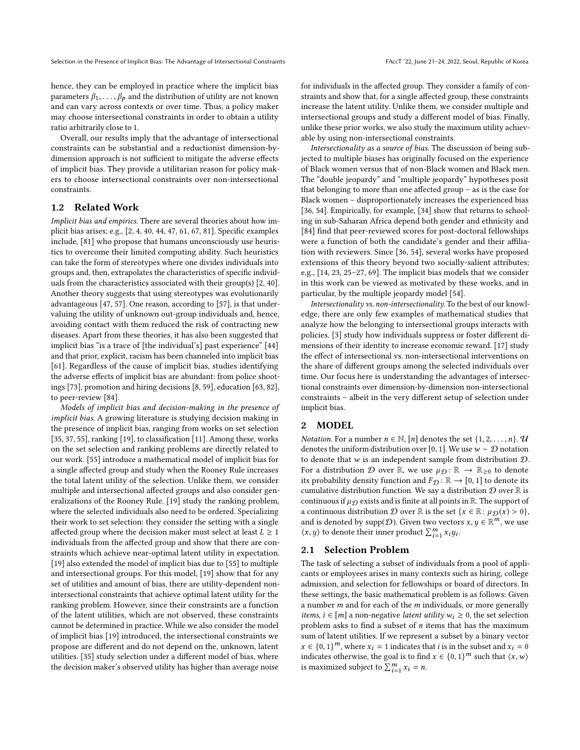hence, they can be employed in practice where the implicit bias parameters $\beta_1, \ldots, \beta_p$ and the distribution of utility are not known and can vary across contexts or over time. Thus, a policy maker may choose intersectional constraints in order to obtain a utility ratio arbitrarily close to 1.

Overall, our results imply that the advantage of intersectional constraints can be substantial and a reductionist dimension-by-dimension approach is not sufficient to mitigate the adverse effects of implicit bias. They provide a utilitarian reason for policy makers to choose intersectional constraints over non-intersectional constraints.

### 1.2 Related Work

*Implicit bias and empirics.* There are several theories about how implicit bias arises; e.g., [2, 4, 40, 44, 47, 61, 67, 81]. Specific examples include, [81] who propose that humans unconsciously use heuristics to overcome their limited computing ability. Such heuristics can take the form of stereotypes where one divides individuals into groups and, then, extrapolates the characteristics of specific individuals from the characteristics associated with their group(s) [2, 40]. Another theory suggests that using stereotypes was evolutionarily advantageous [47, 57]. One reason, according to [57], is that undervaluing the utility of unknown out-group individuals and, hence, avoiding contact with them reduced the risk of contracting new diseases. Apart from these theories, it has also been suggested that implicit bias "is a trace of [the individual's] past experience" [44] and that prior, explicit, racism has been channeled into implicit bias [61]. Regardless of the cause of implicit bias, studies identifying the adverse effects of implicit bias are abundant: from police shootings [73], promotion and hiring decisions [8, 59], education [63, 82], to peer-review [84].

*Models of implicit bias and decision-making in the presence of implicit bias.* A growing literature is studying decision making in the presence of implicit bias, ranging from works on set selection [35, 37, 55], ranking [19], to classification [11]. Among these, works on the set selection and ranking problems are directly related to our work. [55] introduce a mathematical model of implicit bias for a single affected group and study when the Rooney Rule increases the total latent utility of the selection. Unlike them, we consider multiple and intersectional affected groups and also consider generalizations of the Rooney Rule. [19] study the ranking problem, where the selected individuals also need to be ordered. Specializing their work to set selection: they consider the setting with a single affected group where the decision maker must select at least $L \geq 1$ individuals from the affected group and show that there are constraints which achieve near-optimal latent utility in expectation. [19] also extended the model of implicit bias due to [55] to multiple and intersectional groups. For this model, [19] show that for any set of utilities and amount of bias, there are utility-dependent non-intersectional constraints that achieve optimal latent utility for the ranking problem. However, since their constraints are a function of the latent utilities, which are not observed, these constraints cannot be determined in practice. While we also consider the model of implicit bias [19] introduced, the intersectional constraints we propose are different and do not depend on the, unknown, latent utilities. [35] study selection under a different model of bias, where the decision maker's observed utility has higher than average noise for individuals in the affected group. They consider a family of constraints and show that, for a single affected group, these constraints increase the latent utility. Unlike them, we consider multiple and intersectional groups and study a different model of bias. Finally, unlike these prior works, we also study the maximum utility achievable by using non-intersectional constraints.

*Intersectionality as a source of bias.* The discussion of being subjected to multiple biases has originally focused on the experience of Black women versus that of non-Black women and Black men. The "double jeopardy" and "multiple jeopardy" hypotheses posit that belonging to more than one affected group – as is the case for Black women – disproportionately increases the experienced bias [36, 54]. Empirically, for example, [34] show that returns to schooling in sub-Saharan Africa depend both gender and ethnicity and [84] find that peer-reviewed scores for post-doctoral fellowships were a function of both the candidate's gender and their affiliation with reviewers. Since [36, 54], several works have proposed extensions of this theory beyond two socially-salient attributes; e.g., [14, 23, 25–27, 69]. The implicit bias models that we consider in this work can be viewed as motivated by these works, and in particular, by the multiple jeopardy model [54].

*Intersectionality vs. non-intersectionality.* To the best of our knowledge, there are only few examples of mathematical studies that analyze how the belonging to intersectional groups interacts with policies. [3] study how individuals suppress or foster different dimensions of their identity to increase economic reward. [17] study the effect of intersectional vs. non-intersectional interventions on the share of different groups among the selected individuals over time. Our focus here is understanding the advantages of intersectional constraints over dimension-by-dimension non-intersectional constraints – albeit in the very different setup of selection under implicit bias.

## 2 MODEL

*Notation.* For a number $n \in \mathbb{N}$, $[n]$ denotes the set $\{1, 2, \ldots, n\}$. $\mathcal{U}$ denotes the uniform distribution over $[0, 1]$. We use $w \sim \mathcal{D}$ notation to denote that $w$ is an independent sample from distribution $\mathcal{D}$. For a distribution $\mathcal{D}$ over $\mathbb{R}$, we use $\mu_{\mathcal{D}} \colon \mathbb{R} \to \mathbb{R}_{\geq 0}$ to denote its probability density function and $F_{\mathcal{D}} \colon \mathbb{R} \to [0, 1]$ to denote its cumulative distribution function. We say a distribution $\mathcal{D}$ over $\mathbb{R}$ is continuous if $\mu_{\mathcal{D}}$ exists and is finite at all points in $\mathbb{R}$. The support of a continuous distribution $\mathcal{D}$ over $\mathbb{R}$ is the set $\{x \in \mathbb{R} \colon \mu_{\mathcal{D}}(x) > 0\}$, and is denoted by $\mathrm{supp}(\mathcal{D})$. Given two vectors $x, y \in \mathbb{R}^m$, we use $\langle x, y \rangle$ to denote their inner product $\sum_{i=1}^{m} x_i y_i$.

### 2.1 Selection Problem

The task of selecting a subset of individuals from a pool of applicants or employees arises in many contexts such as hiring, college admission, and selection for fellowships or board of directors. In these settings, the basic mathematical problem is as follows: Given a number $m$ and for each of the $m$ individuals, or more generally *items*, $i \in [m]$ a non-negative *latent utility* $w_i \geq 0$, the set selection problem asks to find a subset of $n$ items that has the maximum sum of latent utilities. If we represent a subset by a binary vector $x \in \{0, 1\}^m$, where $x_i = 1$ indicates that $i$ is in the subset and $x_i = 0$ indicates otherwise, the goal is to find $x \in \{0, 1\}^m$ such that $\langle x, w \rangle$ is maximized subject to $\sum_{i=1}^{m} x_i = n$.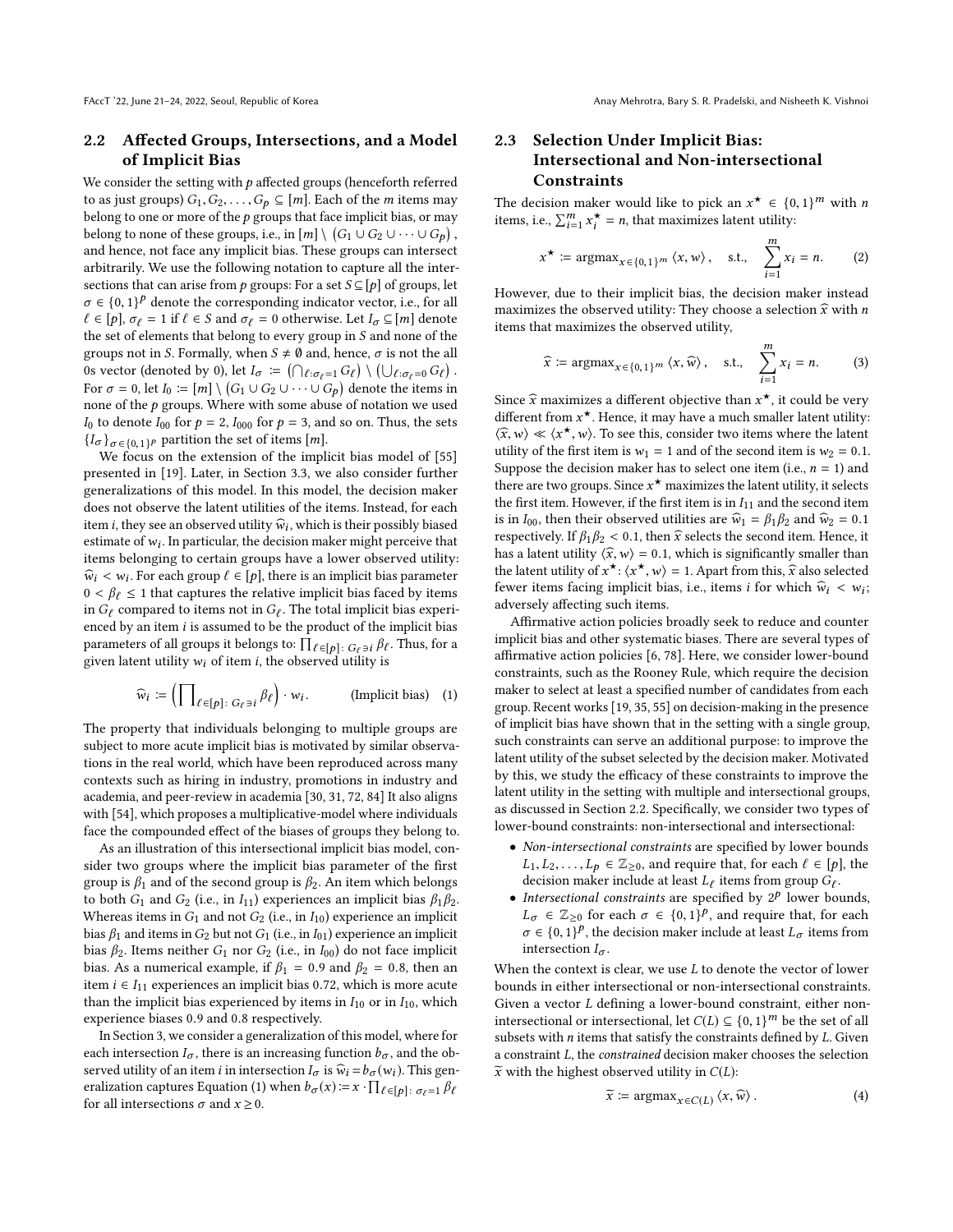## 2.2 Affected Groups, Intersections, and a Model of Implicit Bias

We consider the setting with $p$ affected groups (henceforth referred to as just groups) $G_1, G_2, \ldots, G_p \subseteq [m]$. Each of the $m$ items may belong to one or more of the $p$ groups that face implicit bias, or may belong to none of these groups, i.e., in $[m] \setminus (G_1 \cup G_2 \cup \cdots \cup G_p)$, and hence, not face any implicit bias. These groups can intersect arbitrarily. We use the following notation to capture all the intersections that can arise from $p$ groups: For a set $S \subseteq [p]$ of groups, let $\sigma \in \{0,1\}^p$ denote the corresponding indicator vector, i.e., for all $\ell \in [p]$, $\sigma_\ell = 1$ if $\ell \in S$ and $\sigma_\ell = 0$ otherwise. Let $I_\sigma \subseteq [m]$ denote the set of elements that belong to every group in $S$ and none of the groups not in $S$. Formally, when $S \neq \emptyset$ and, hence, $\sigma$ is not the all 0s vector (denoted by 0), let $I_\sigma := \left(\bigcap_{\ell : \sigma_\ell = 1} G_\ell\right) \setminus \left(\bigcup_{\ell : \sigma_\ell = 0} G_\ell\right)$. For $\sigma = 0$, let $I_0 := [m] \setminus (G_1 \cup G_2 \cup \cdots \cup G_p)$ denote the items in none of the $p$ groups. Where with some abuse of notation we used $I_0$ to denote $I_{00}$ for $p = 2$, $I_{000}$ for $p = 3$, and so on. Thus, the sets $\{I_\sigma\}_{\sigma \in \{0,1\}^p}$ partition the set of items $[m]$.

We focus on the extension of the implicit bias model of [55] presented in [19]. Later, in Section 3.3, we also consider further generalizations of this model. In this model, the decision maker does not observe the latent utilities of the items. Instead, for each item $i$, they see an observed utility $\widehat{w}_i$, which is their possibly biased estimate of $w_i$. In particular, the decision maker might perceive that items belonging to certain groups have a lower observed utility: $\widehat{w}_i < w_i$. For each group $\ell \in [p]$, there is an implicit bias parameter $0 < \beta_\ell \leq 1$ that captures the relative implicit bias faced by items in $G_\ell$ compared to items not in $G_\ell$. The total implicit bias experienced by an item $i$ is assumed to be the product of the implicit bias parameters of all groups it belongs to: $\prod_{\ell \in [p] \colon G_\ell \ni i} \beta_\ell$. Thus, for a given latent utility $w_i$ of item $i$, the observed utility is

$$\widehat{w}_i := \Big(\prod_{\ell \in [p] \colon G_\ell \ni i} \beta_\ell\Big) \cdot w_i. \qquad \text{(Implicit bias)} \quad (1)$$

The property that individuals belonging to multiple groups are subject to more acute implicit bias is motivated by similar observations in the real world, which have been reproduced across many contexts such as hiring in industry, promotions in industry and academia, and peer-review in academia [30, 31, 72, 84] It also aligns with [54], which proposes a multiplicative-model where individuals face the compounded effect of the biases of groups they belong to.

As an illustration of this intersectional implicit bias model, consider two groups where the implicit bias parameter of the first group is $\beta_1$ and of the second group is $\beta_2$. An item which belongs to both $G_1$ and $G_2$ (i.e., in $I_{11}$) experiences an implicit bias $\beta_1\beta_2$. Whereas items in $G_1$ and not $G_2$ (i.e., in $I_{10}$) experience an implicit bias $\beta_1$ and items in $G_2$ but not $G_1$ (i.e., in $I_{01}$) experience an implicit bias $\beta_2$. Items neither $G_1$ nor $G_2$ (i.e., in $I_{00}$) do not face implicit bias. As a numerical example, if $\beta_1 = 0.9$ and $\beta_2 = 0.8$, then an item $i \in I_{11}$ experiences an implicit bias 0.72, which is more acute than the implicit bias experienced by items in $I_{10}$ or in $I_{10}$, which experience biases 0.9 and 0.8 respectively.

In Section 3, we consider a generalization of this model, where for each intersection $I_\sigma$, there is an increasing function $b_\sigma$, and the observed utility of an item $i$ in intersection $I_\sigma$ is $\widehat{w}_i = b_\sigma(w_i)$. This generalization captures Equation (1) when $b_\sigma(x) := x \cdot \prod_{\ell \in [p] \colon \sigma_\ell = 1} \beta_\ell$ for all intersections $\sigma$ and $x \geq 0$.

## 2.3 Selection Under Implicit Bias: Intersectional and Non-intersectional Constraints

The decision maker would like to pick an $x^\star \in \{0,1\}^m$ with $n$ items, i.e., $\sum_{i=1}^m x_i^\star = n$, that maximizes latent utility:

$$x^\star := \operatorname{argmax}_{x \in \{0,1\}^m} \langle x, w \rangle, \quad \text{s.t.,} \quad \sum_{i=1}^m x_i = n. \qquad (2)$$

However, due to their implicit bias, the decision maker instead maximizes the observed utility: They choose a selection $\widehat{x}$ with $n$ items that maximizes the observed utility,

$$\widehat{x} := \operatorname{argmax}_{x \in \{0,1\}^m} \langle x, \widehat{w} \rangle, \quad \text{s.t.,} \quad \sum_{i=1}^m x_i = n. \qquad (3)$$

Since $\widehat{x}$ maximizes a different objective than $x^\star$, it could be very different from $x^\star$. Hence, it may have a much smaller latent utility: $\langle \widehat{x}, w \rangle \ll \langle x^\star, w \rangle$. To see this, consider two items where the latent utility of the first item is $w_1 = 1$ and of the second item is $w_2 = 0.1$. Suppose the decision maker has to select one item (i.e., $n = 1$) and there are two groups. Since $x^\star$ maximizes the latent utility, it selects the first item. However, if the first item is in $I_{11}$ and the second item is in $I_{00}$, then their observed utilities are $\widehat{w}_1 = \beta_1\beta_2$ and $\widehat{w}_2 = 0.1$ respectively. If $\beta_1\beta_2 < 0.1$, then $\widehat{x}$ selects the second item. Hence, it has a latent utility $\langle \widehat{x}, w \rangle = 0.1$, which is significantly smaller than the latent utility of $x^\star$: $\langle x^\star, w \rangle = 1$. Apart from this, $\widehat{x}$ also selected fewer items facing implicit bias, i.e., items $i$ for which $\widehat{w}_i < w_i$; adversely affecting such items.

Affirmative action policies broadly seek to reduce and counter implicit bias and other systematic biases. There are several types of affirmative action policies [6, 78]. Here, we consider lower-bound constraints, such as the Rooney Rule, which require the decision maker to select at least a specified number of candidates from each group. Recent works [19, 35, 55] on decision-making in the presence of implicit bias have shown that in the setting with a single group, such constraints can serve an additional purpose: to improve the latent utility of the subset selected by the decision maker. Motivated by this, we study the efficacy of these constraints to improve the latent utility in the setting with multiple and intersectional groups, as discussed in Section 2.2. Specifically, we consider two types of lower-bound constraints: non-intersectional and intersectional:

- *Non-intersectional constraints* are specified by lower bounds $L_1, L_2, \ldots, L_p \in \mathbb{Z}_{\geq 0}$, and require that, for each $\ell \in [p]$, the decision maker include at least $L_\ell$ items from group $G_\ell$.
- *Intersectional constraints* are specified by $2^p$ lower bounds, $L_\sigma \in \mathbb{Z}_{\geq 0}$ for each $\sigma \in \{0,1\}^p$, and require that, for each $\sigma \in \{0,1\}^p$, the decision maker include at least $L_\sigma$ items from intersection $I_\sigma$.

When the context is clear, we use $L$ to denote the vector of lower bounds in either intersectional or non-intersectional constraints. Given a vector $L$ defining a lower-bound constraint, either non-intersectional or intersectional, let $C(L) \subseteq \{0,1\}^m$ be the set of all subsets with $n$ items that satisfy the constraints defined by $L$. Given a constraint $L$, the *constrained* decision maker chooses the selection $\widetilde{x}$ with the highest observed utility in $C(L)$:

$$\widetilde{x} := \operatorname{argmax}_{x \in C(L)} \langle x, \widehat{w} \rangle. \qquad (4)$$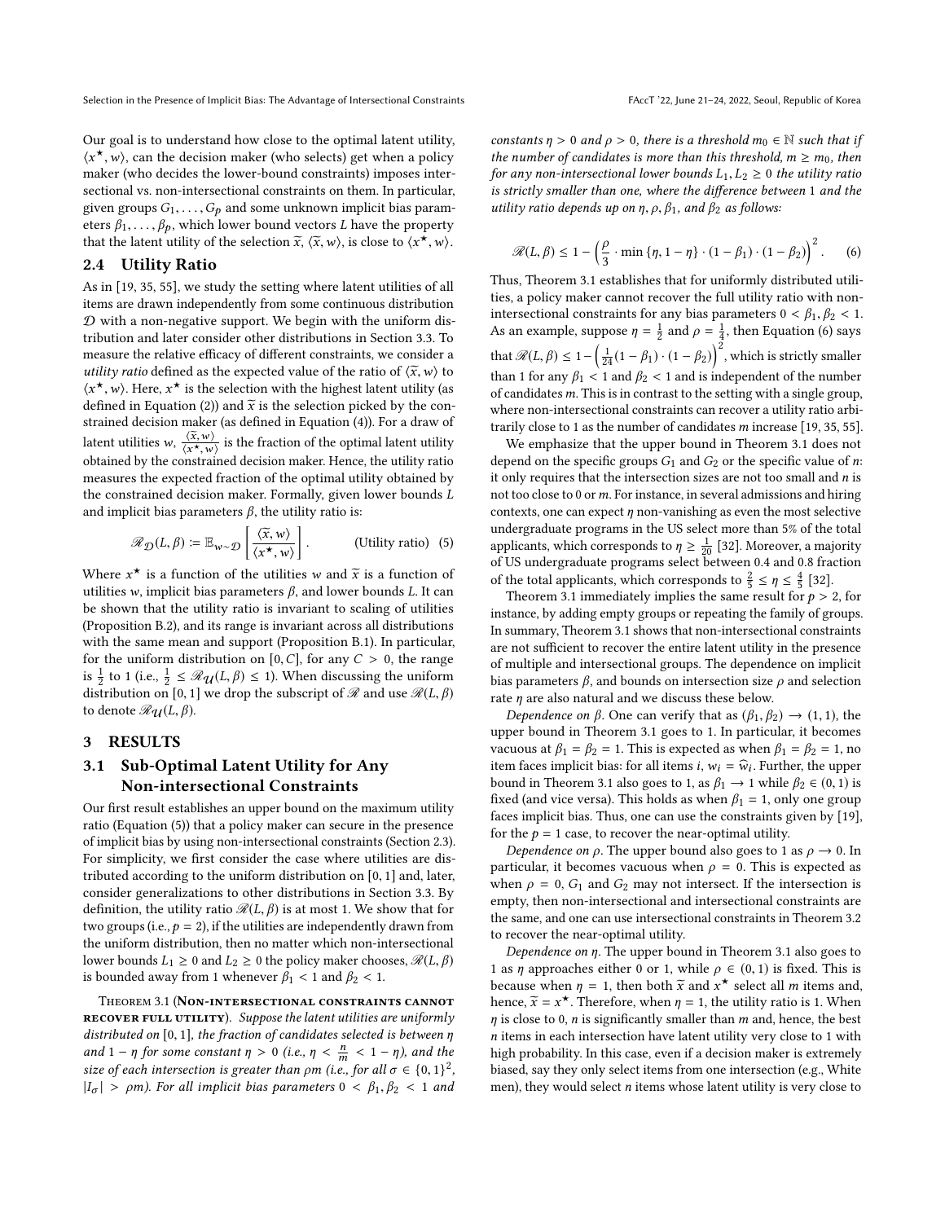Our goal is to understand how close to the optimal latent utility, $\langle x^\star, w\rangle$, can the decision maker (who selects) get when a policy maker (who decides the lower-bound constraints) imposes intersectional vs. non-intersectional constraints on them. In particular, given groups $G_1, \ldots, G_p$ and some unknown implicit bias parameters $\beta_1, \ldots, \beta_p$, which lower bound vectors $L$ have the property that the latent utility of the selection $\widetilde{x}$, $\langle \widetilde{x}, w\rangle$, is close to $\langle x^\star, w\rangle$.

## 2.4 Utility Ratio

As in [19, 35, 55], we study the setting where latent utilities of all items are drawn independently from some continuous distribution $\mathcal{D}$ with a non-negative support. We begin with the uniform distribution and later consider other distributions in Section 3.3. To measure the relative efficacy of different constraints, we consider a *utility ratio* defined as the expected value of the ratio of $\langle \widetilde{x}, w\rangle$ to $\langle x^\star, w\rangle$. Here, $x^\star$ is the selection with the highest latent utility (as defined in Equation (2)) and $\widetilde{x}$ is the selection picked by the constrained decision maker (as defined in Equation (4)). For a draw of latent utilities $w$, $\frac{\langle \widetilde{x}, w\rangle}{\langle x^\star, w\rangle}$ is the fraction of the optimal latent utility obtained by the constrained decision maker. Hence, the utility ratio measures the expected fraction of the optimal utility obtained by the constrained decision maker. Formally, given lower bounds $L$ and implicit bias parameters $\beta$, the utility ratio is:

$$\mathscr{R}_{\mathcal{D}}(L, \beta) := \mathbb{E}_{w\sim\mathcal{D}}\left[\frac{\langle \widetilde{x}, w\rangle}{\langle x^\star, w\rangle}\right]. \qquad \text{(Utility ratio)} \quad (5)$$

Where $x^\star$ is a function of the utilities $w$ and $\widetilde{x}$ is a function of utilities $w$, implicit bias parameters $\beta$, and lower bounds $L$. It can be shown that the utility ratio is invariant to scaling of utilities (Proposition B.2), and its range is invariant across all distributions with the same mean and support (Proposition B.1). In particular, for the uniform distribution on $[0, C]$, for any $C > 0$, the range is $\frac{1}{2}$ to 1 (i.e., $\frac{1}{2} \le \mathscr{R}_{\mathcal{U}}(L, \beta) \le 1$). When discussing the uniform distribution on $[0, 1]$ we drop the subscript of $\mathscr{R}$ and use $\mathscr{R}(L, \beta)$ to denote $\mathscr{R}_{\mathcal{U}}(L, \beta)$.

# 3 RESULTS

## 3.1 Sub-Optimal Latent Utility for Any Non-intersectional Constraints

Our first result establishes an upper bound on the maximum utility ratio (Equation (5)) that a policy maker can secure in the presence of implicit bias by using non-intersectional constraints (Section 2.3). For simplicity, we first consider the case where utilities are distributed according to the uniform distribution on $[0, 1]$ and, later, consider generalizations to other distributions in Section 3.3. By definition, the utility ratio $\mathscr{R}(L, \beta)$ is at most 1. We show that for two groups (i.e., $p = 2$), if the utilities are independently drawn from the uniform distribution, then no matter which non-intersectional lower bounds $L_1 \ge 0$ and $L_2 \ge 0$ the policy maker chooses, $\mathscr{R}(L, \beta)$ is bounded away from 1 whenever $\beta_1 < 1$ and $\beta_2 < 1$.

**Theorem 3.1 (Non-intersectional constraints cannot recover full utility).** *Suppose the latent utilities are uniformly distributed on $[0, 1]$, the fraction of candidates selected is between $\eta$ and $1 - \eta$ for some constant $\eta > 0$ (i.e., $\eta < \frac{n}{m} < 1 - \eta$), and the size of each intersection is greater than $\rho m$ (i.e., for all $\sigma \in \{0, 1\}^2$, $|I_\sigma| > \rho m$). For all implicit bias parameters $0 < \beta_1, \beta_2 < 1$ and constants $\eta > 0$ and $\rho > 0$, there is a threshold $m_0 \in \mathbb{N}$ such that if the number of candidates is more than this threshold, $m \ge m_0$, then for any non-intersectional lower bounds $L_1, L_2 \ge 0$ the utility ratio is strictly smaller than one, where the difference between 1 and the utility ratio depends up on $\eta, \rho, \beta_1$, and $\beta_2$ as follows:*

$$\mathscr{R}(L, \beta) \le 1 - \left(\frac{\rho}{3} \cdot \min\{\eta, 1 - \eta\} \cdot (1 - \beta_1) \cdot (1 - \beta_2)\right)^2. \qquad (6)$$

Thus, Theorem 3.1 establishes that for uniformly distributed utilities, a policy maker cannot recover the full utility ratio with non-intersectional constraints for any bias parameters $0 < \beta_1, \beta_2 < 1$. As an example, suppose $\eta = \frac{1}{2}$ and $\rho = \frac{1}{4}$, then Equation (6) says that $\mathscr{R}(L, \beta) \le 1 - \left(\frac{1}{24}(1 - \beta_1) \cdot (1 - \beta_2)\right)^2$, which is strictly smaller than 1 for any $\beta_1 < 1$ and $\beta_2 < 1$ and is independent of the number of candidates $m$. This is in contrast to the setting with a single group, where non-intersectional constraints can recover a utility ratio arbitrarily close to 1 as the number of candidates $m$ increase [19, 35, 55].

We emphasize that the upper bound in Theorem 3.1 does not depend on the specific groups $G_1$ and $G_2$ or the specific value of $n$: it only requires that the intersection sizes are not too small and $n$ is not too close to 0 or $m$. For instance, in several admissions and hiring contexts, one can expect $\eta$ non-vanishing as even the most selective undergraduate programs in the US select more than 5% of the total applicants, which corresponds to $\eta \ge \frac{1}{20}$ [32]. Moreover, a majority of US undergraduate programs select between 0.4 and 0.8 fraction of the total applicants, which corresponds to $\frac{2}{5} \le \eta \le \frac{4}{5}$ [32].

Theorem 3.1 immediately implies the same result for $p > 2$, for instance, by adding empty groups or repeating the family of groups. In summary, Theorem 3.1 shows that non-intersectional constraints are not sufficient to recover the entire latent utility in the presence of multiple and intersectional groups. The dependence on implicit bias parameters $\beta$, and bounds on intersection size $\rho$ and selection rate $\eta$ are also natural and we discuss these below.

*Dependence on $\beta$.* One can verify that as $(\beta_1, \beta_2) \to (1, 1)$, the upper bound in Theorem 3.1 goes to 1. In particular, it becomes vacuous at $\beta_1 = \beta_2 = 1$. This is expected as when $\beta_1 = \beta_2 = 1$, no item faces implicit bias: for all items $i$, $w_i = \widehat{w}_i$. Further, the upper bound in Theorem 3.1 also goes to 1, as $\beta_1 \to 1$ while $\beta_2 \in (0, 1)$ is fixed (and vice versa). This holds as when $\beta_1 = 1$, only one group faces implicit bias. Thus, one can use the constraints given by [19], for the $p = 1$ case, to recover the near-optimal utility.

*Dependence on $\rho$.* The upper bound also goes to 1 as $\rho \to 0$. In particular, it becomes vacuous when $\rho = 0$. This is expected as when $\rho = 0$, $G_1$ and $G_2$ may not intersect. If the intersection is empty, then non-intersectional and intersectional constraints are the same, and one can use intersectional constraints in Theorem 3.2 to recover the near-optimal utility.

*Dependence on $\eta$.* The upper bound in Theorem 3.1 also goes to 1 as $\eta$ approaches either 0 or 1, while $\rho \in (0, 1)$ is fixed. This is because when $\eta = 1$, then both $\widetilde{x}$ and $x^\star$ select all $m$ items and, hence, $\widetilde{x} = x^\star$. Therefore, when $\eta = 1$, the utility ratio is 1. When $\eta$ is close to 0, $n$ is significantly smaller than $m$ and, hence, the best $n$ items in each intersection have latent utility very close to 1 with high probability. In this case, even if a decision maker is extremely biased, say they only select items from one intersection (e.g., White men), they would select $n$ items whose latent utility is very close to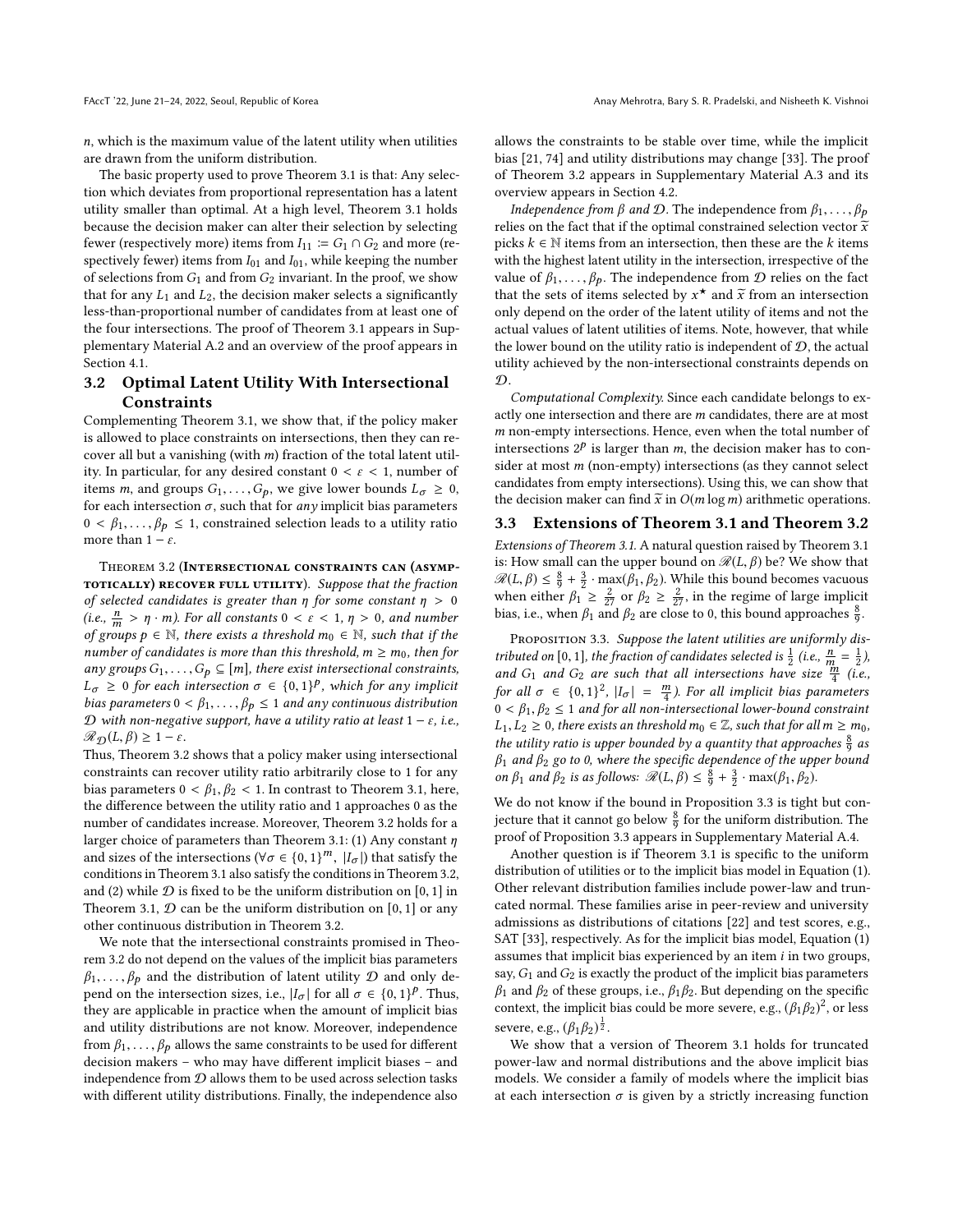$n$, which is the maximum value of the latent utility when utilities are drawn from the uniform distribution.

The basic property used to prove Theorem 3.1 is that: Any selection which deviates from proportional representation has a latent utility smaller than optimal. At a high level, Theorem 3.1 holds because the decision maker can alter their selection by selecting fewer (respectively more) items from $I_{11} := G_1 \cap G_2$ and more (respectively fewer) items from $I_{01}$ and $I_{01}$, while keeping the number of selections from $G_1$ and from $G_2$ invariant. In the proof, we show that for any $L_1$ and $L_2$, the decision maker selects a significantly less-than-proportional number of candidates from at least one of the four intersections. The proof of Theorem 3.1 appears in Supplementary Material A.2 and an overview of the proof appears in Section 4.1.

## 3.2 Optimal Latent Utility With Intersectional Constraints

Complementing Theorem 3.1, we show that, if the policy maker is allowed to place constraints on intersections, then they can recover all but a vanishing (with $m$) fraction of the total latent utility. In particular, for any desired constant $0 < \varepsilon < 1$, number of items $m$, and groups $G_1, \ldots, G_p$, we give lower bounds $L_\sigma \geq 0$, for each intersection $\sigma$, such that for *any* implicit bias parameters $0 < \beta_1, \ldots, \beta_p \leq 1$, constrained selection leads to a utility ratio more than $1 - \varepsilon$.

Theorem 3.2 (Intersectional constraints can (asymptotically) recover full utility). *Suppose that the fraction of selected candidates is greater than $\eta$ for some constant $\eta > 0$ (i.e., $\frac{n}{m} > \eta \cdot m$). For all constants $0 < \varepsilon < 1$, $\eta > 0$, and number of groups $p \in \mathbb{N}$, there exists a threshold $m_0 \in \mathbb{N}$, such that if the number of candidates is more than this threshold, $m \geq m_0$, then for any groups $G_1, \ldots, G_p \subseteq [m]$, there exist intersectional constraints, $L_\sigma \geq 0$ for each intersection $\sigma \in \{0,1\}^p$, which for any implicit bias parameters $0 < \beta_1, \ldots, \beta_p \leq 1$ and any continuous distribution $\mathcal{D}$ with non-negative support, have a utility ratio at least $1 - \varepsilon$, i.e., $\mathscr{R}_{\mathcal{D}}(L, \beta) \geq 1 - \varepsilon$.*

Thus, Theorem 3.2 shows that a policy maker using intersectional constraints can recover utility ratio arbitrarily close to 1 for any bias parameters $0 < \beta_1, \beta_2 < 1$. In contrast to Theorem 3.1, here, the difference between the utility ratio and 1 approaches 0 as the number of candidates increase. Moreover, Theorem 3.2 holds for a larger choice of parameters than Theorem 3.1: (1) Any constant $\eta$ and sizes of the intersections ($\forall \sigma \in \{0,1\}^m$, $|I_\sigma|$) that satisfy the conditions in Theorem 3.1 also satisfy the conditions in Theorem 3.2, and (2) while $\mathcal{D}$ is fixed to be the uniform distribution on $[0,1]$ in Theorem 3.1, $\mathcal{D}$ can be the uniform distribution on $[0,1]$ or any other continuous distribution in Theorem 3.2.

We note that the intersectional constraints promised in Theorem 3.2 do not depend on the values of the implicit bias parameters $\beta_1, \ldots, \beta_p$ and the distribution of latent utility $\mathcal{D}$ and only depend on the intersection sizes, i.e., $|I_\sigma|$ for all $\sigma \in \{0,1\}^p$. Thus, they are applicable in practice when the amount of implicit bias and utility distributions are not know. Moreover, independence from $\beta_1, \ldots, \beta_p$ allows the same constraints to be used for different decision makers – who may have different implicit biases – and independence from $\mathcal{D}$ allows them to be used across selection tasks with different utility distributions. Finally, the independence also allows the constraints to be stable over time, while the implicit bias [21, 74] and utility distributions may change [33]. The proof of Theorem 3.2 appears in Supplementary Material A.3 and its overview appears in Section 4.2.

*Independence from $\beta$ and $\mathcal{D}$.* The independence from $\beta_1, \ldots, \beta_p$ relies on the fact that if the optimal constrained selection vector $\widetilde{x}$ picks $k \in \mathbb{N}$ items from an intersection, then these are the $k$ items with the highest latent utility in the intersection, irrespective of the value of $\beta_1, \ldots, \beta_p$. The independence from $\mathcal{D}$ relies on the fact that the sets of items selected by $x^\star$ and $\widetilde{x}$ from an intersection only depend on the order of the latent utility of items and not the actual values of latent utilities of items. Note, however, that while the lower bound on the utility ratio is independent of $\mathcal{D}$, the actual utility achieved by the non-intersectional constraints depends on $\mathcal{D}$.

*Computational Complexity.* Since each candidate belongs to exactly one intersection and there are $m$ candidates, there are at most $m$ non-empty intersections. Hence, even when the total number of intersections $2^p$ is larger than $m$, the decision maker has to consider at most $m$ (non-empty) intersections (as they cannot select candidates from empty intersections). Using this, we can show that the decision maker can find $\widetilde{x}$ in $O(m \log m)$ arithmetic operations.

## 3.3 Extensions of Theorem 3.1 and Theorem 3.2

*Extensions of Theorem 3.1.* A natural question raised by Theorem 3.1 is: How small can the upper bound on $\mathscr{R}(L, \beta)$ be? We show that $\mathscr{R}(L, \beta) \leq \frac{8}{9} + \frac{3}{2} \cdot \max(\beta_1, \beta_2)$. While this bound becomes vacuous when either $\beta_1 \geq \frac{2}{27}$ or $\beta_2 \geq \frac{2}{27}$, in the regime of large implicit bias, i.e., when $\beta_1$ and $\beta_2$ are close to 0, this bound approaches $\frac{8}{9}$.

Proposition 3.3. *Suppose the latent utilities are uniformly distributed on $[0,1]$, the fraction of candidates selected is $\frac{1}{2}$ (i.e., $\frac{n}{m} = \frac{1}{2}$), and $G_1$ and $G_2$ are such that all intersections have size $\frac{m}{4}$ (i.e., for all $\sigma \in \{0,1\}^2$, $|I_\sigma| = \frac{m}{4}$). For all implicit bias parameters $0 < \beta_1, \beta_2 \leq 1$ and for all non-intersectional lower-bound constraint $L_1, L_2 \geq 0$, there exists an threshold $m_0 \in \mathbb{Z}$, such that for all $m \geq m_0$, the utility ratio is upper bounded by a quantity that approaches $\frac{8}{9}$ as $\beta_1$ and $\beta_2$ go to 0, where the specific dependence of the upper bound on $\beta_1$ and $\beta_2$ is as follows: $\mathscr{R}(L, \beta) \leq \frac{8}{9} + \frac{3}{2} \cdot \max(\beta_1, \beta_2)$.*

We do not know if the bound in Proposition 3.3 is tight but conjecture that it cannot go below $\frac{8}{9}$ for the uniform distribution. The proof of Proposition 3.3 appears in Supplementary Material A.4.

Another question is if Theorem 3.1 is specific to the uniform distribution of utilities or to the implicit bias model in Equation (1). Other relevant distribution families include power-law and truncated normal. These families arise in peer-review and university admissions as distributions of citations [22] and test scores, e.g., SAT [33], respectively. As for the implicit bias model, Equation (1) assumes that implicit bias experienced by an item $i$ in two groups, say, $G_1$ and $G_2$ is exactly the product of the implicit bias parameters $\beta_1$ and $\beta_2$ of these groups, i.e., $\beta_1 \beta_2$. But depending on the specific context, the implicit bias could be more severe, e.g., $(\beta_1 \beta_2)^2$, or less severe, e.g., $(\beta_1 \beta_2)^{\frac{1}{2}}$.

We show that a version of Theorem 3.1 holds for truncated power-law and normal distributions and the above implicit bias models. We consider a family of models where the implicit bias at each intersection $\sigma$ is given by a strictly increasing function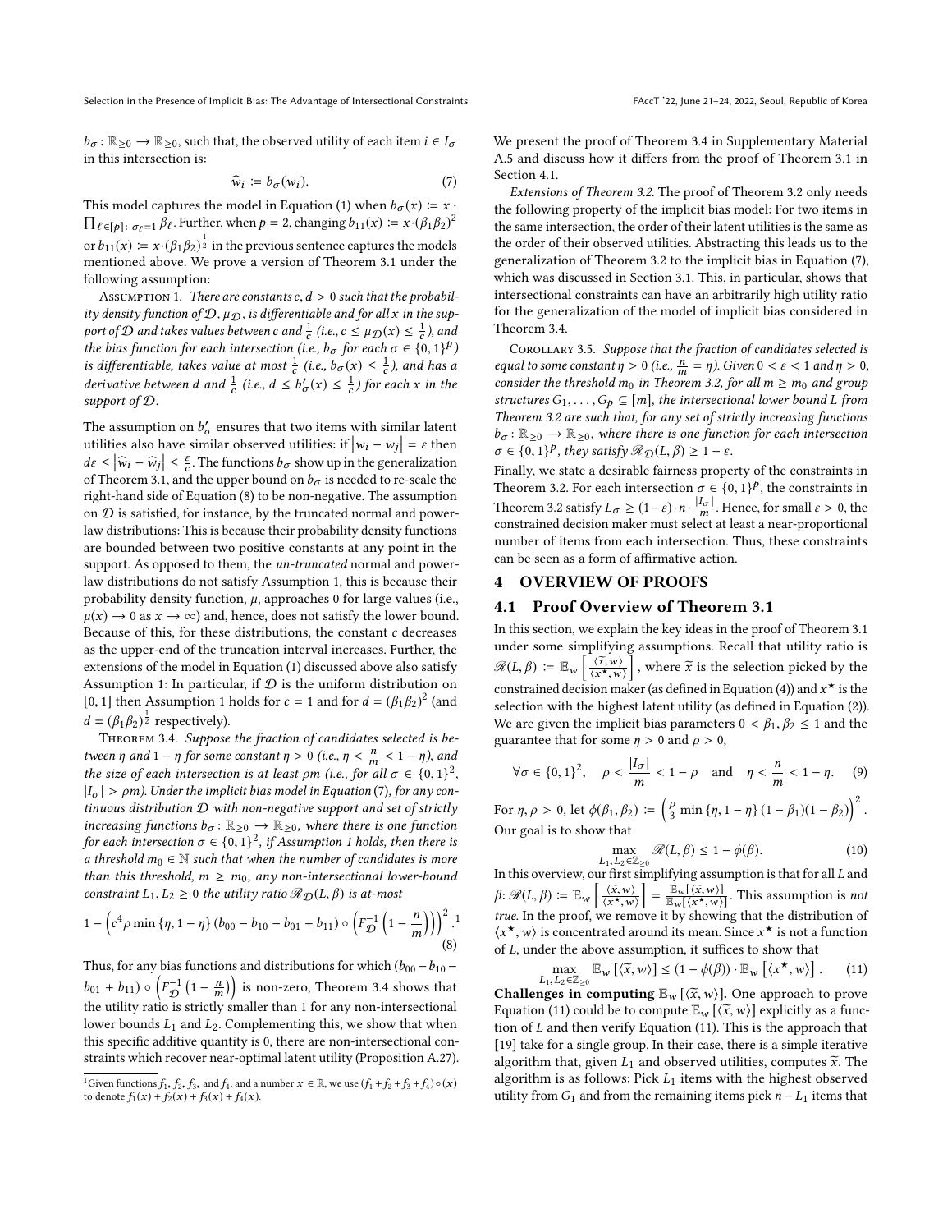$b_\sigma\colon \mathbb{R}_{\geq 0} \to \mathbb{R}_{\geq 0}$, such that, the observed utility of each item $i \in I_\sigma$ in this intersection is:

$$\widehat{w}_i \coloneqq b_\sigma(w_i). \tag{7}$$

This model captures the model in Equation (1) when $b_\sigma(x) \coloneqq x \cdot \prod_{\ell \in [p]\colon\, \sigma_\ell = 1} \beta_\ell$. Further, when $p = 2$, changing $b_{11}(x) \coloneqq x \cdot (\beta_1\beta_2)^2$ or $b_{11}(x) \coloneqq x \cdot (\beta_1\beta_2)^{\frac{1}{2}}$ in the previous sentence captures the models mentioned above. We prove a version of Theorem 3.1 under the following assumption:

Assumption 1. *There are constants $c, d > 0$ such that the probability density function of $\mathcal{D}$, $\mu_{\mathcal{D}}$, is differentiable and for all $x$ in the support of $\mathcal{D}$ and takes values between $c$ and $\frac{1}{c}$ (i.e., $c \leq \mu_{\mathcal{D}}(x) \leq \frac{1}{c}$), and the bias function for each intersection (i.e., $b_\sigma$ for each $\sigma \in \{0,1\}^p$) is differentiable, takes value at most $\frac{1}{c}$ (i.e., $b_\sigma(x) \leq \frac{1}{c}$), and has a derivative between $d$ and $\frac{1}{c}$ (i.e., $d \leq b'_\sigma(x) \leq \frac{1}{c}$) for each $x$ in the support of $\mathcal{D}$.*

The assumption on $b'_\sigma$ ensures that two items with similar latent utilities also have similar observed utilities: if $|w_i - w_j| = \varepsilon$ then $d\varepsilon \leq |\widehat{w}_i - \widehat{w}_j| \leq \frac{\varepsilon}{c}$. The functions $b_\sigma$ show up in the generalization of Theorem 3.1, and the upper bound on $b_\sigma$ is needed to re-scale the right-hand side of Equation (8) to be non-negative. The assumption on $\mathcal{D}$ is satisfied, for instance, by the truncated normal and power-law distributions: This is because their probability density functions are bounded between two positive constants at any point in the support. As opposed to them, the *un-truncated* normal and power-law distributions do not satisfy Assumption 1, this is because their probability density function, $\mu$, approaches 0 for large values (i.e., $\mu(x) \to 0$ as $x \to \infty$) and, hence, does not satisfy the lower bound. Because of this, for these distributions, the constant $c$ decreases as the upper-end of the truncation interval increases. Further, the extensions of the model in Equation (1) discussed above also satisfy Assumption 1: In particular, if $\mathcal{D}$ is the uniform distribution on $[0,1]$ then Assumption 1 holds for $c = 1$ and for $d = (\beta_1\beta_2)^2$ (and $d = (\beta_1\beta_2)^{\frac{1}{2}}$ respectively).

Theorem 3.4. *Suppose the fraction of candidates selected is between $\eta$ and $1-\eta$ for some constant $\eta > 0$ (i.e., $\eta < \frac{n}{m} < 1 - \eta$), and the size of each intersection is at least $\rho m$ (i.e., for all $\sigma \in \{0,1\}^2$, $|I_\sigma| > \rho m$). Under the implicit bias model in Equation (7), for any continuous distribution $\mathcal{D}$ with non-negative support and set of strictly increasing functions $b_\sigma\colon \mathbb{R}_{\geq 0} \to \mathbb{R}_{\geq 0}$, where there is one function for each intersection $\sigma \in \{0,1\}^2$, if Assumption 1 holds, then there is a threshold $m_0 \in \mathbb{N}$ such that when the number of candidates is more than this threshold, $m \geq m_0$, any non-intersectional lower-bound constraint $L_1, L_2 \geq 0$ the utility ratio $\mathscr{R}_{\mathcal{D}}(L, \beta)$ is at-most*

$$1 - \left(c^4 \rho \min\{\eta, 1-\eta\} \left(b_{00} - b_{10} - b_{01} + b_{11}\right) \circ \left(F_{\mathcal{D}}^{-1}\left(1 - \frac{n}{m}\right)\right)\right)^2. [1] \tag{8}$$

Thus, for any bias functions and distributions for which $(b_{00} - b_{10} - b_{01} + b_{11}) \circ \left(F_{\mathcal{D}}^{-1}\left(1 - \frac{n}{m}\right)\right)$ is non-zero, Theorem 3.4 shows that the utility ratio is strictly smaller than 1 for any non-intersectional lower bounds $L_1$ and $L_2$. Complementing this, we show that when this specific additive quantity is 0, there are non-intersectional constraints which recover near-optimal latent utility (Proposition A.27). We present the proof of Theorem 3.4 in Supplementary Material A.5 and discuss how it differs from the proof of Theorem 3.1 in Section 4.1.

[1] Given functions $f_1, f_2, f_3$, and $f_4$, and a number $x \in \mathbb{R}$, we use $(f_1 + f_2 + f_3 + f_4) \circ (x)$ to denote $f_1(x) + f_2(x) + f_3(x) + f_4(x)$.

*Extensions of Theorem 3.2.* The proof of Theorem 3.2 only needs the following property of the implicit bias model: For two items in the same intersection, the order of their latent utilities is the same as the order of their observed utilities. Abstracting this leads us to the generalization of Theorem 3.2 to the implicit bias in Equation (7), which was discussed in Section 3.1. This, in particular, shows that intersectional constraints can have an arbitrarily high utility ratio for the generalization of the model of implicit bias considered in Theorem 3.4.

Corollary 3.5. *Suppose that the fraction of candidates selected is equal to some constant $\eta > 0$ (i.e., $\frac{n}{m} = \eta$). Given $0 < \varepsilon < 1$ and $\eta > 0$, consider the threshold $m_0$ in Theorem 3.2, for all $m \geq m_0$ and group structures $G_1, \ldots, G_p \subseteq [m]$, the intersectional lower bound $L$ from Theorem 3.2 are such that, for any set of strictly increasing functions $b_\sigma\colon \mathbb{R}_{\geq 0} \to \mathbb{R}_{\geq 0}$, where there is one function for each intersection $\sigma \in \{0,1\}^p$, they satisfy $\mathscr{R}_{\mathcal{D}}(L, \beta) \geq 1 - \varepsilon$.*

Finally, we state a desirable fairness property of the constraints in Theorem 3.2. For each intersection $\sigma \in \{0,1\}^p$, the constraints in Theorem 3.2 satisfy $L_\sigma \geq (1-\varepsilon) \cdot n \cdot \frac{|I_\sigma|}{m}$. Hence, for small $\varepsilon > 0$, the constrained decision maker must select at least a near-proportional number of items from each intersection. Thus, these constraints can be seen as a form of affirmative action.

## 4 OVERVIEW OF PROOFS

### 4.1 Proof Overview of Theorem 3.1

In this section, we explain the key ideas in the proof of Theorem 3.1 under some simplifying assumptions. Recall that utility ratio is $\mathscr{R}(L, \beta) \coloneqq \mathbb{E}_w\left[\frac{\langle \widetilde{x}, w\rangle}{\langle x^\star, w\rangle}\right]$, where $\widetilde{x}$ is the selection picked by the constrained decision maker (as defined in Equation (4)) and $x^\star$ is the selection with the highest latent utility (as defined in Equation (2)). We are given the implicit bias parameters $0 < \beta_1, \beta_2 \leq 1$ and the guarantee that for some $\eta > 0$ and $\rho > 0$,

$$\forall \sigma \in \{0,1\}^2, \quad \rho < \frac{|I_\sigma|}{m} < 1 - \rho \quad \text{and} \quad \eta < \frac{n}{m} < 1 - \eta. \tag{9}$$

For $\eta, \rho > 0$, let $\phi(\beta_1, \beta_2) \coloneqq \left(\frac{\rho}{3} \min\{\eta, 1-\eta\}(1-\beta_1)(1-\beta_2)\right)^2$. Our goal is to show that

$$\max_{L_1, L_2 \in \mathbb{Z}_{\geq 0}} \mathscr{R}(L, \beta) \leq 1 - \phi(\beta). \tag{10}$$

In this overview, our first simplifying assumption is that for all $L$ and $\beta$: $\mathscr{R}(L, \beta) \coloneqq \mathbb{E}_w\left[\frac{\langle \widetilde{x}, w\rangle}{\langle x^\star, w\rangle}\right] = \frac{\mathbb{E}_w[\langle \widetilde{x}, w\rangle]}{\mathbb{E}_w[\langle x^\star, w\rangle]}$. This assumption is *not true*. In the proof, we remove it by showing that the distribution of $\langle x^\star, w\rangle$ is concentrated around its mean. Since $x^\star$ is not a function of $L$, under the above assumption, it suffices to show that

$$\max_{L_1, L_2 \in \mathbb{Z}_{\geq 0}} \mathbb{E}_w\left[\langle \widetilde{x}, w\rangle\right] \leq (1 - \phi(\beta)) \cdot \mathbb{E}_w\left[\langle x^\star, w\rangle\right]. \tag{11}$$

**Challenges in computing $\mathbb{E}_w[\langle \widetilde{x}, w\rangle]$.** One approach to prove Equation (11) could be to compute $\mathbb{E}_w[\langle \widetilde{x}, w\rangle]$ explicitly as a function of $L$ and then verify Equation (11). This is the approach that [19] take for a single group. In their case, there is a simple iterative algorithm that, given $L_1$ and observed utilities, computes $\widetilde{x}$. The algorithm is as follows: Pick $L_1$ items with the highest observed utility from $G_1$ and from the remaining items pick $n - L_1$ items that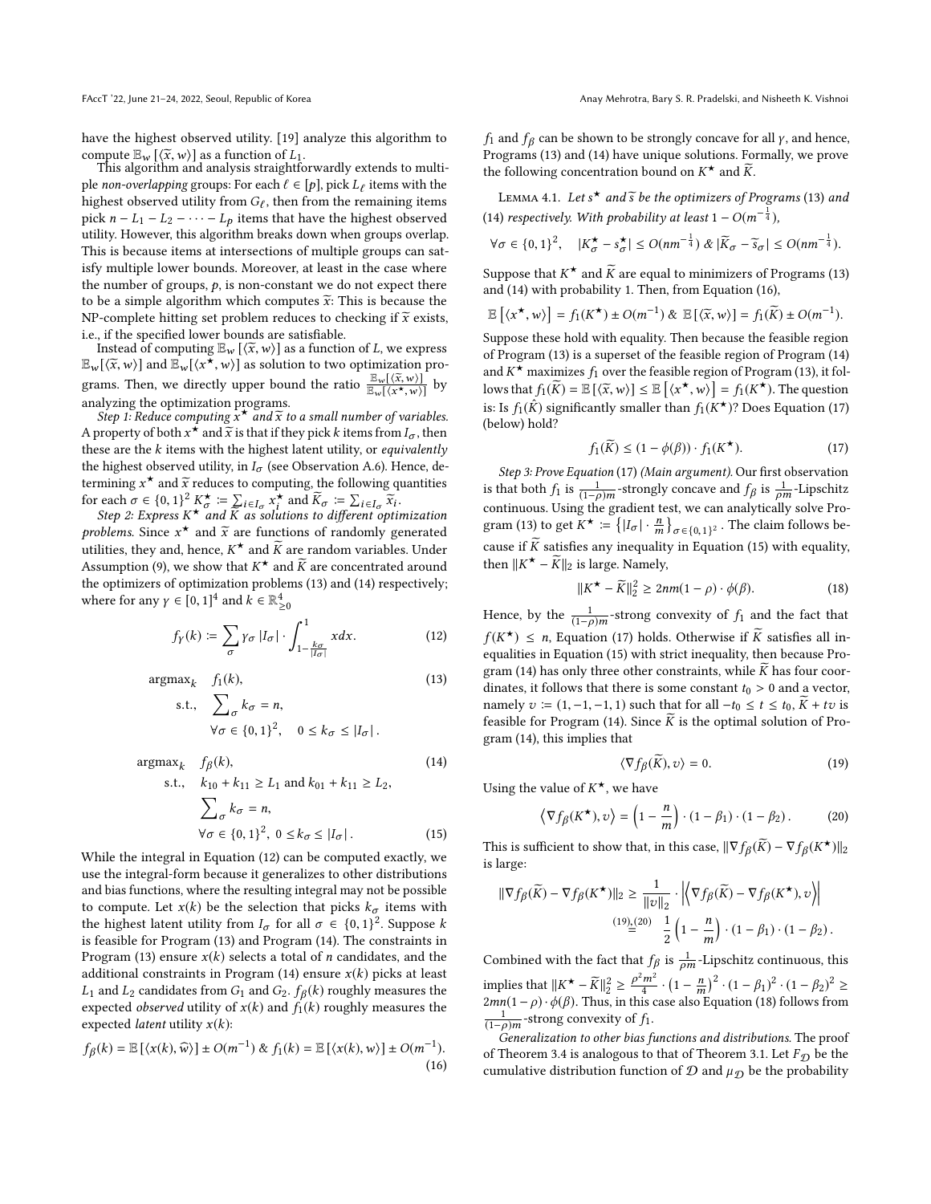have the highest observed utility. [19] analyze this algorithm to compute $\mathbb{E}_w\left[\langle \widetilde{x}, w\rangle\right]$ as a function of $L_1$.

This algorithm and analysis straightforwardly extends to multiple *non-overlapping* groups: For each $\ell \in [p]$, pick $L_\ell$ items with the highest observed utility from $G_\ell$, then from the remaining items pick $n - L_1 - L_2 - \cdots - L_p$ items that have the highest observed utility. However, this algorithm breaks down when groups overlap. This is because items at intersections of multiple groups can satisfy multiple lower bounds. Moreover, at least in the case where the number of groups, $p$, is non-constant we do not expect there to be a simple algorithm which computes $\widetilde{x}$: This is because the NP-complete hitting set problem reduces to checking if $\widetilde{x}$ exists, i.e., if the specified lower bounds are satisfiable.

Instead of computing $\mathbb{E}_w\left[\langle \widetilde{x}, w\rangle\right]$ as a function of $L$, we express $\mathbb{E}_w[\langle \widetilde{x}, w\rangle]$ and $\mathbb{E}_w[\langle x^\star, w\rangle]$ as solution to two optimization programs. Then, we directly upper bound the ratio $\frac{\mathbb{E}_w[\langle \widetilde{x}, w\rangle]}{\mathbb{E}_w[\langle x^\star, w\rangle]}$ by analyzing the optimization programs.

*Step 1: Reduce computing $x^\star$ and $\widetilde{x}$ to a small number of variables.* A property of both $x^\star$ and $\widetilde{x}$ is that if they pick $k$ items from $I_\sigma$, then these are the $k$ items with the highest latent utility, or *equivalently* the highest observed utility, in $I_\sigma$ (see Observation A.6). Hence, determining $x^\star$ and $\widetilde{x}$ reduces to computing, the following quantities for each $\sigma \in \{0,1\}^2$ $K^\star_\sigma := \sum_{i\in I_\sigma} x^\star_i$ and $\widetilde{K}_\sigma := \sum_{i \in I_\sigma} \widetilde{x}_i$.

*Step 2: Express $K^\star$ and $\widetilde{K}$ as solutions to different optimization problems.* Since $x^\star$ and $\widetilde{x}$ are functions of randomly generated utilities, they and, hence, $K^\star$ and $\widetilde{K}$ are random variables. Under Assumption (9), we show that $K^\star$ and $\widetilde{K}$ are concentrated around the optimizers of optimization problems (13) and (14) respectively; where for any $\gamma \in [0,1]^4$ and $k \in \mathbb{R}^4_{\geq 0}$

$$f_\gamma(k) := \sum_\sigma \gamma_\sigma \left|I_\sigma\right| \cdot \int_{1-\frac{k_\sigma}{|I_\sigma|}}^{1} x dx. \tag{12}$$

$$\begin{aligned}
\operatorname{argmax}_k \quad & f_1(k), \\
\text{s.t.,} \quad & \textstyle\sum_\sigma k_\sigma = n, \\
& \forall \sigma \in \{0,1\}^2, \quad 0 \leq k_\sigma \leq |I_\sigma|.
\end{aligned} \tag{13}$$

$$\begin{aligned}
\operatorname{argmax}_k \quad & f_\beta(k), \\
\text{s.t.,} \quad & k_{10} + k_{11} \geq L_1 \text{ and } k_{01} + k_{11} \geq L_2, \\
& \textstyle\sum_\sigma k_\sigma = n, \\
& \forall \sigma \in \{0,1\}^2,\ 0 \leq k_\sigma \leq |I_\sigma|.
\end{aligned} \tag{14, 15}$$

While the integral in Equation (12) can be computed exactly, we use the integral-form because it generalizes to other distributions and bias functions, where the resulting integral may not be possible to compute. Let $x(k)$ be the selection that picks $k_\sigma$ items with the highest latent utility from $I_\sigma$ for all $\sigma \in \{0,1\}^2$. Suppose $k$ is feasible for Program (13) and Program (14). The constraints in Program (13) ensure $x(k)$ selects a total of $n$ candidates, and the additional constraints in Program (14) ensure $x(k)$ picks at least $L_1$ and $L_2$ candidates from $G_1$ and $G_2$. $f_\beta(k)$ roughly measures the expected *observed* utility of $x(k)$ and $f_1(k)$ roughly measures the expected *latent* utility $x(k)$:

$$f_\beta(k) = \mathbb{E}\left[\langle x(k), \widehat{w}\rangle\right] \pm O(m^{-1}) \ \&\ f_1(k) = \mathbb{E}\left[\langle x(k), w\rangle\right] \pm O(m^{-1}). \tag{16}$$

$f_1$ and $f_\beta$ can be shown to be strongly concave for all $\gamma$, and hence, Programs (13) and (14) have unique solutions. Formally, we prove the following concentration bound on $K^\star$ and $\widetilde{K}$.

Lemma 4.1. *Let $s^\star$ and $\widetilde{s}$ be the optimizers of Programs (13) and (14) respectively. With probability at least $1 - O(m^{-\frac{1}{4}})$,*

$$\forall \sigma \in \{0,1\}^2, \quad |K^\star_\sigma - s^\star_\sigma| \leq O(nm^{-\frac{1}{4}}) \ \&\ |\widetilde{K}_\sigma - \widetilde{s}_\sigma| \leq O(nm^{-\frac{1}{4}}).$$

Suppose that $K^\star$ and $\widetilde{K}$ are equal to minimizers of Programs (13) and (14) with probability 1. Then, from Equation (16),

$$\mathbb{E}\left[\langle x^\star, w\rangle\right] = f_1(K^\star) \pm O(m^{-1}) \ \&\ \mathbb{E}\left[\langle \widetilde{x}, w\rangle\right] = f_1(\widetilde{K}) \pm O(m^{-1}).$$

Suppose these hold with equality. Then because the feasible region of Program (13) is a superset of the feasible region of Program (14) and $K^\star$ maximizes $f_1$ over the feasible region of Program (13), it follows that $f_1(\widetilde{K}) = \mathbb{E}\left[\langle \widetilde{x}, w\rangle\right] \leq \mathbb{E}\left[\langle x^\star, w\rangle\right] = f_1(K^\star)$. The question is: Is $f_1(\hat{K})$ significantly smaller than $f_1(K^\star)$? Does Equation (17) (below) hold?

$$f_1(\widetilde{K}) \leq (1 - \phi(\beta)) \cdot f_1(K^\star). \tag{17}$$

*Step 3: Prove Equation (17) (Main argument).* Our first observation is that both $f_1$ is $\frac{1}{(1-\rho)m}$-strongly concave and $f_\beta$ is $\frac{1}{\rho m}$-Lipschitz continuous. Using the gradient test, we can analytically solve Program (13) to get $K^\star := \left\{|I_\sigma| \cdot \frac{n}{m}\right\}_{\sigma \in \{0,1\}^2}$. The claim follows because if $\widetilde{K}$ satisfies any inequality in Equation (15) with equality, then $\|K^\star - \widetilde{K}\|_2$ is large. Namely,

$$\|K^\star - \widetilde{K}\|_2^2 \geq 2nm(1-\rho) \cdot \phi(\beta). \tag{18}$$

Hence, by the $\frac{1}{(1-\rho)m}$-strong convexity of $f_1$ and the fact that $f(K^\star) \leq n$, Equation (17) holds. Otherwise if $\widetilde{K}$ satisfies all inequalities in Equation (15) with strict inequality, then because Program (14) has only three other constraints, while $\widetilde{K}$ has four coordinates, it follows that there is some constant $t_0 > 0$ and a vector, namely $v := (1, -1, -1, 1)$ such that for all $-t_0 \leq t \leq t_0$, $\widetilde{K} + tv$ is feasible for Program (14). Since $\widetilde{K}$ is the optimal solution of Program (14), this implies that

$$\langle \nabla f_\beta(\widetilde{K}), v\rangle = 0. \tag{19}$$

Using the value of $K^\star$, we have

$$\left\langle \nabla f_\beta(K^\star), v\right\rangle = \left(1 - \frac{n}{m}\right) \cdot (1 - \beta_1) \cdot (1 - \beta_2). \tag{20}$$

This is sufficient to show that, in this case, $\|\nabla f_\beta(\widetilde{K}) - \nabla f_\beta(K^\star)\|_2$ is large:

$$\begin{aligned}
\|\nabla f_\beta(\widetilde{K}) - \nabla f_\beta(K^\star)\|_2 &\geq \frac{1}{\|v\|_2} \cdot \left|\left\langle \nabla f_\beta(\widetilde{K}) - \nabla f_\beta(K^\star), v\right\rangle\right| \\
&\overset{(19),(20)}{=} \frac{1}{2}\left(1 - \frac{n}{m}\right) \cdot (1 - \beta_1) \cdot (1 - \beta_2).
\end{aligned}$$

Combined with the fact that $f_\beta$ is $\frac{1}{\rho m}$-Lipschitz continuous, this implies that $\|K^\star - \widetilde{K}\|_2^2 \geq \frac{\rho^2 m^2}{4} \cdot \left(1 - \frac{n}{m}\right)^2 \cdot (1-\beta_1)^2 \cdot (1-\beta_2)^2 \geq 2mn(1-\rho) \cdot \phi(\beta)$. Thus, in this case also Equation (18) follows from $\frac{1}{(1-\rho)m}$-strong convexity of $f_1$.

*Generalization to other bias functions and distributions.* The proof of Theorem 3.4 is analogous to that of Theorem 3.1. Let $F_\mathcal{D}$ be the cumulative distribution function of $\mathcal{D}$ and $\mu_\mathcal{D}$ be the probability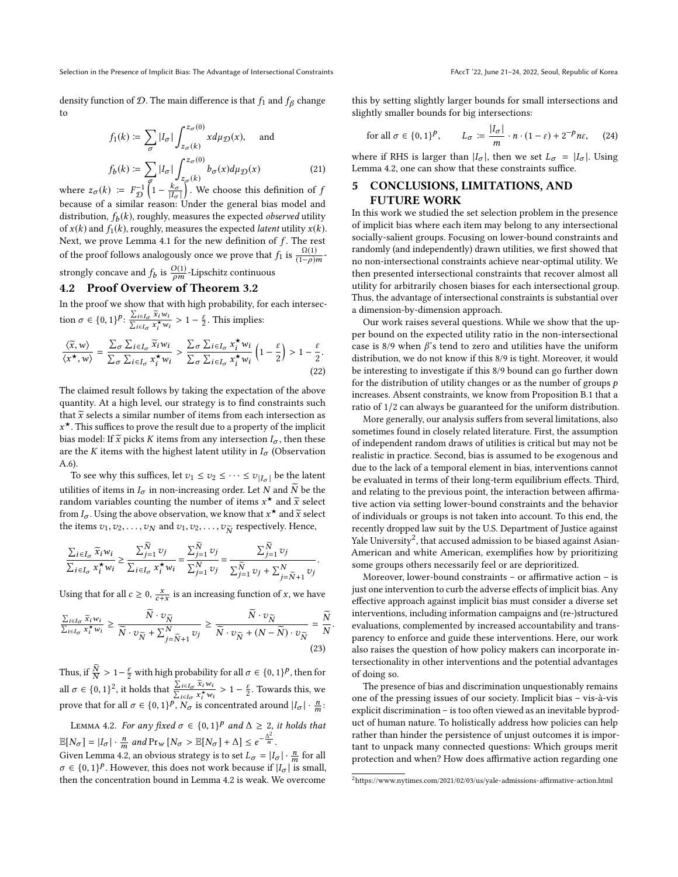density function of $\mathcal{D}$. The main difference is that $f_1$ and $f_\beta$ change to

$$f_1(k) := \sum_\sigma |I_\sigma| \int_{z_\sigma(k)}^{z_\sigma(0)} x d\mu_{\mathcal{D}}(x), \quad \text{and}$$

$$f_b(k) := \sum_\sigma |I_\sigma| \int_{z_\sigma(k)}^{z_\sigma(0)} b_\sigma(x) d\mu_{\mathcal{D}}(x) \tag{21}$$

where $z_\sigma(k) := F_{\mathcal{D}}^{-1}\left(1 - \frac{k_\sigma}{|I_\sigma|}\right)$. We choose this definition of $f$ because of a similar reason: Under the general bias model and distribution, $f_b(k)$, roughly, measures the expected *observed* utility of $x(k)$ and $f_1(k)$, roughly, measures the expected *latent* utility $x(k)$. Next, we prove Lemma 4.1 for the new definition of $f$. The rest of the proof follows analogously once we prove that $f_1$ is $\frac{\Omega(1)}{(1-\rho)m}$-strongly concave and $f_b$ is $\frac{O(1)}{\rho m}$-Lipschitz continuous

## 4.2 Proof Overview of Theorem 3.2

In the proof we show that with high probability, for each intersection $\sigma \in \{0,1\}^p$: $\frac{\sum_{i \in I_\sigma} \widetilde{x}_i w_i}{\sum_{i \in I_\sigma} x_i^\star w_i} > 1 - \frac{\varepsilon}{2}$. This implies:

$$\frac{\langle \widetilde{x}, w \rangle}{\langle x^\star, w \rangle} = \frac{\sum_\sigma \sum_{i \in I_\sigma} \widetilde{x}_i w_i}{\sum_\sigma \sum_{i \in I_\sigma} x_i^\star w_i} > \frac{\sum_\sigma \sum_{i \in I_\sigma} x_i^\star w_i}{\sum_\sigma \sum_{i \in I_\sigma} x_i^\star w_i}\left(1 - \frac{\varepsilon}{2}\right) > 1 - \frac{\varepsilon}{2}. \tag{22}$$

The claimed result follows by taking the expectation of the above quantity. At a high level, our strategy is to find constraints such that $\widetilde{x}$ selects a similar number of items from each intersection as $x^\star$. This suffices to prove the result due to a property of the implicit bias model: If $\widetilde{x}$ picks $K$ items from any intersection $I_\sigma$, then these are the $K$ items with the highest latent utility in $I_\sigma$ (Observation A.6).

To see why this suffices, let $v_1 \leq v_2 \leq \cdots \leq v_{|I_\sigma|}$ be the latent utilities of items in $I_\sigma$ in non-increasing order. Let $N$ and $\widetilde{N}$ be the random variables counting the number of items $x^\star$ and $\widetilde{x}$ select from $I_\sigma$. Using the above observation, we know that $x^\star$ and $\widetilde{x}$ select the items $v_1, v_2, \ldots, v_N$ and $v_1, v_2, \ldots, v_{\widetilde{N}}$ respectively. Hence,

$$\frac{\sum_{i \in I_\sigma} \widetilde{x}_i w_i}{\sum_{i \in I_\sigma} x_i^\star w_i} \geq \frac{\sum_{j=1}^{\widetilde{N}} v_j}{\sum_{i \in I_\sigma} x_i^\star w_i} = \frac{\sum_{j=1}^{\widetilde{N}} v_j}{\sum_{j=1}^{N} v_j} = \frac{\sum_{j=1}^{\widetilde{N}} v_j}{\sum_{j=1}^{\widetilde{N}} v_j + \sum_{j=\widetilde{N}+1}^{N} v_j}.$$

Using that for all $c \geq 0$, $\frac{x}{c+x}$ is an increasing function of $x$, we have

$$\frac{\sum_{i \in I_\sigma} \widetilde{x}_i w_i}{\sum_{i \in I_\sigma} x_i^\star w_i} \geq \frac{\widetilde{N} \cdot v_{\widetilde{N}}}{\widetilde{N} \cdot v_{\widetilde{N}} + \sum_{j=\widetilde{N}+1}^{N} v_j} \geq \frac{\widetilde{N} \cdot v_{\widetilde{N}}}{\widetilde{N} \cdot v_{\widetilde{N}} + (N - \widetilde{N}) \cdot v_{\widetilde{N}}} = \frac{\widetilde{N}}{N}. \tag{23}$$

Thus, if $\frac{\widetilde{N}}{N} > 1 - \frac{\varepsilon}{2}$ with high probability for all $\sigma \in \{0,1\}^p$, then for all $\sigma \in \{0,1\}^2$, it holds that $\frac{\sum_{i \in I_\sigma} \widetilde{x}_i w_i}{\sum_{i \in I_\sigma} x_i^\star w_i} > 1 - \frac{\varepsilon}{2}$. Towards this, we prove that for all $\sigma \in \{0,1\}^p$, $N_\sigma$ is concentrated around $|I_\sigma| \cdot \frac{n}{m}$:

Lemma 4.2. *For any fixed $\sigma \in \{0,1\}^p$ and $\Delta \geq 2$, it holds that $\mathbb{E}[N_\sigma] = |I_\sigma| \cdot \frac{n}{m}$ and $\Pr_w[N_\sigma > \mathbb{E}[N_\sigma] + \Delta] \leq e^{-\frac{\Delta^2}{n}}$.*

Given Lemma 4.2, an obvious strategy is to set $L_\sigma = |I_\sigma| \cdot \frac{n}{m}$ for all $\sigma \in \{0,1\}^p$. However, this does not work because if $|I_\sigma|$ is small, then the concentration bound in Lemma 4.2 is weak. We overcome this by setting slightly larger bounds for small intersections and slightly smaller bounds for big intersections:

$$\text{for all } \sigma \in \{0,1\}^p, \qquad L_\sigma := \frac{|I_\sigma|}{m} \cdot n \cdot (1 - \varepsilon) + 2^{-p} n\varepsilon, \tag{24}$$

where if RHS is larger than $|I_\sigma|$, then we set $L_\sigma = |I_\sigma|$. Using Lemma 4.2, one can show that these constraints suffice.

# 5 CONCLUSIONS, LIMITATIONS, AND FUTURE WORK

In this work we studied the set selection problem in the presence of implicit bias where each item may belong to any intersectional socially-salient groups. Focusing on lower-bound constraints and randomly (and independently) drawn utilities, we first showed that no non-intersectional constraints achieve near-optimal utility. We then presented intersectional constraints that recover almost all utility for arbitrarily chosen biases for each intersectional group. Thus, the advantage of intersectional constraints is substantial over a dimension-by-dimension approach.

Our work raises several questions. While we show that the upper bound on the expected utility ratio in the non-intersectional case is 8/9 when $\beta$'s tend to zero and utilities have the uniform distribution, we do not know if this 8/9 is tight. Moreover, it would be interesting to investigate if this 8/9 bound can go further down for the distribution of utility changes or as the number of groups $p$ increases. Absent constraints, we know from Proposition B.1 that a ratio of 1/2 can always be guaranteed for the uniform distribution.

More generally, our analysis suffers from several limitations, also sometimes found in closely related literature. First, the assumption of independent random draws of utilities is critical but may not be realistic in practice. Second, bias is assumed to be exogenous and due to the lack of a temporal element in bias, interventions cannot be evaluated in terms of their long-term equilibrium effects. Third, and relating to the previous point, the interaction between affirmative action via setting lower-bound constraints and the behavior of individuals or groups is not taken into account. To this end, the recently dropped law suit by the U.S. Department of Justice against Yale University[2], that accused admission to be biased against Asian-American and white American, exemplifies how by prioritizing some groups others necessarily feel or are deprioritized.

Moreover, lower-bound constraints – or affirmative action – is just one intervention to curb the adverse effects of implicit bias. Any effective approach against implicit bias must consider a diverse set interventions, including information campaigns and (re-)structured evaluations, complemented by increased accountability and transparency to enforce and guide these interventions. Here, our work also raises the question of how policy makers can incorporate intersectionality in other interventions and the potential advantages of doing so.

The presence of bias and discrimination unquestionably remains one of the pressing issues of our society. Implicit bias – vis-à-vis explicit discrimination – is too often viewed as an inevitable byproduct of human nature. To holistically address how policies can help rather than hinder the persistence of unjust outcomes it is important to unpack many connected questions: Which groups merit protection and when? How does affirmative action regarding one

[2] https://www.nytimes.com/2021/02/03/us/yale-admissions-affirmative-action.html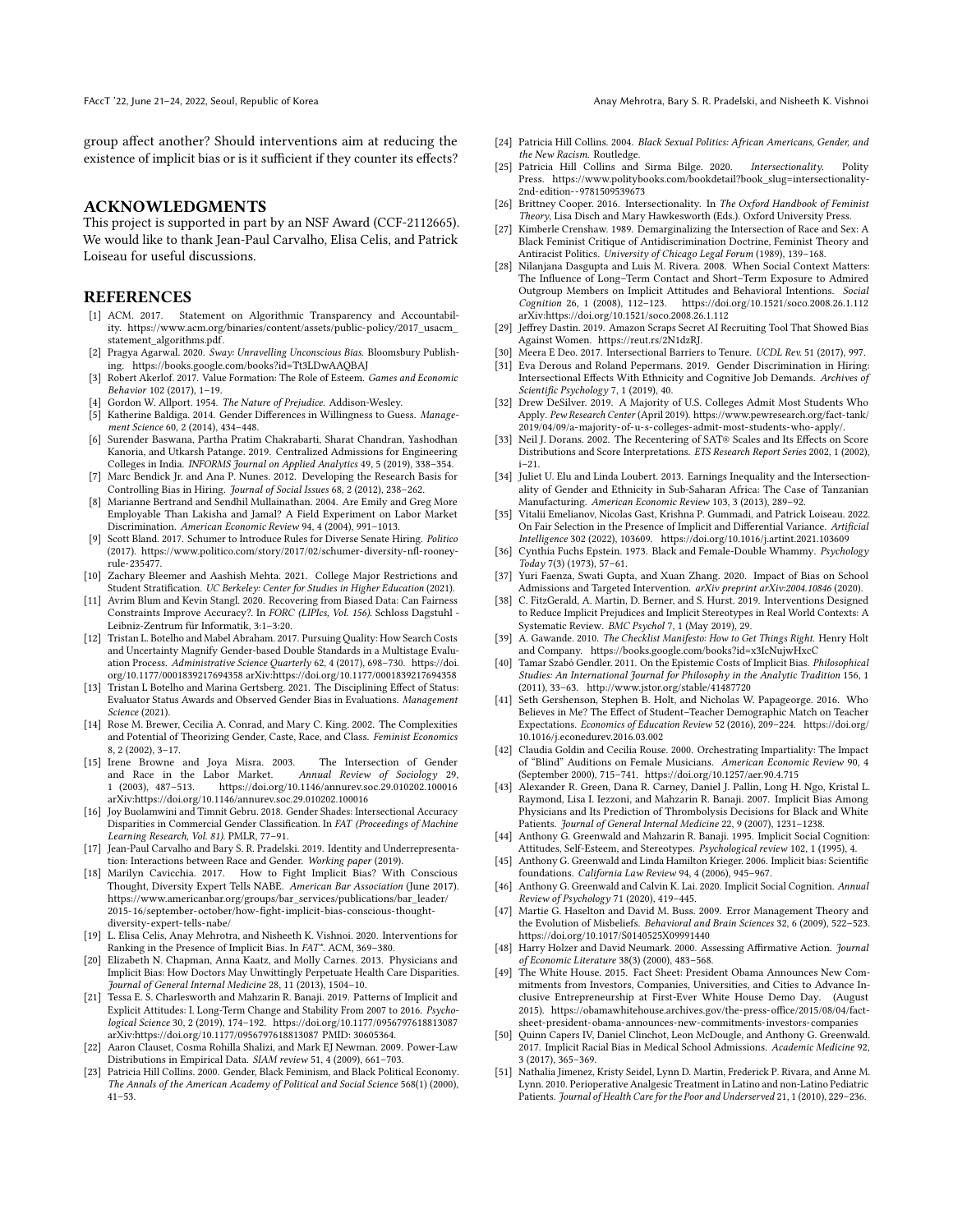group affect another? Should interventions aim at reducing the existence of implicit bias or is it sufficient if they counter its effects?

## ACKNOWLEDGMENTS

This project is supported in part by an NSF Award (CCF-2112665). We would like to thank Jean-Paul Carvalho, Elisa Celis, and Patrick Loiseau for useful discussions.

## REFERENCES

- [1] ACM. 2017. Statement on Algorithmic Transparency and Accountability. https://www.acm.org/binaries/content/assets/public-policy/2017_usacm_statement_algorithms.pdf.
- [2] Pragya Agarwal. 2020. *Sway: Unravelling Unconscious Bias.* Bloomsbury Publishing. https://books.google.com/books?id=Tt3LDwAAQBAJ
- [3] Robert Akerlof. 2017. Value Formation: The Role of Esteem. *Games and Economic Behavior* 102 (2017), 1–19.
- [4] Gordon W. Allport. 1954. *The Nature of Prejudice.* Addison-Wesley.
- [5] Katherine Baldiga. 2014. Gender Differences in Willingness to Guess. *Management Science* 60, 2 (2014), 434–448.
- [6] Surender Baswana, Partha Pratim Chakrabarti, Sharat Chandran, Yashodhan Kanoria, and Utkarsh Patange. 2019. Centralized Admissions for Engineering Colleges in India. *INFORMS Journal on Applied Analytics* 49, 5 (2019), 338–354.
- [7] Marc Bendick Jr. and Ana P. Nunes. 2012. Developing the Research Basis for Controlling Bias in Hiring. *Journal of Social Issues* 68, 2 (2012), 238–262.
- [8] Marianne Bertrand and Sendhil Mullainathan. 2004. Are Emily and Greg More Employable Than Lakisha and Jamal? A Field Experiment on Labor Market Discrimination. *American Economic Review* 94, 4 (2004), 991–1013.
- [9] Scott Bland. 2017. Schumer to Introduce Rules for Diverse Senate Hiring. *Politico* (2017). https://www.politico.com/story/2017/02/schumer-diversity-nfl-rooney-rule-235477.
- [10] Zachary Bleemer and Aashish Mehta. 2021. College Major Restrictions and Student Stratification. *UC Berkeley: Center for Studies in Higher Education* (2021).
- [11] Avrim Blum and Kevin Stangl. 2020. Recovering from Biased Data: Can Fairness Constraints Improve Accuracy?. In *FORC (LIPIcs, Vol. 156)*. Schloss Dagstuhl - Leibniz-Zentrum für Informatik, 3:1–3:20.
- [12] Tristan L. Botelho and Mabel Abraham. 2017. Pursuing Quality: How Search Costs and Uncertainty Magnify Gender-based Double Standards in a Multistage Evaluation Process. *Administrative Science Quarterly* 62, 4 (2017), 698–730. https://doi.org/10.1177/0001839217694358 arXiv:https://doi.org/10.1177/0001839217694358
- [13] Tristan L Botelho and Marina Gertsberg. 2021. The Disciplining Effect of Status: Evaluator Status Awards and Observed Gender Bias in Evaluations. *Management Science* (2021).
- [14] Rose M. Brewer, Cecilia A. Conrad, and Mary C. King. 2002. The Complexities and Potential of Theorizing Gender, Caste, Race, and Class. *Feminist Economics* 8, 2 (2002), 3–17.
- [15] Irene Browne and Joya Misra. 2003. The Intersection of Gender and Race in the Labor Market. *Annual Review of Sociology* 29, 1 (2003), 487–513. https://doi.org/10.1146/annurev.soc.29.010202.100016 arXiv:https://doi.org/10.1146/annurev.soc.29.010202.100016
- [16] Joy Buolamwini and Timnit Gebru. 2018. Gender Shades: Intersectional Accuracy Disparities in Commercial Gender Classification. In *FAT (Proceedings of Machine Learning Research, Vol. 81)*. PMLR, 77–91.
- [17] Jean-Paul Carvalho and Bary S. R. Pradelski. 2019. Identity and Underrepresentation: Interactions between Race and Gender. *Working paper* (2019).
- [18] Marilyn Cavicchia. 2017. How to Fight Implicit Bias? With Conscious Thought, Diversity Expert Tells NABE. *American Bar Association* (June 2017). https://www.americanbar.org/groups/bar_services/publications/bar_leader/2015-16/september-october/how-fight-implicit-bias-conscious-thought-diversity-expert-tells-nabe/
- [19] L. Elisa Celis, Anay Mehrotra, and Nisheeth K. Vishnoi. 2020. Interventions for Ranking in the Presence of Implicit Bias. In *FAT\**. ACM, 369–380.
- [20] Elizabeth N. Chapman, Anna Kaatz, and Molly Carnes. 2013. Physicians and Implicit Bias: How Doctors May Unwittingly Perpetuate Health Care Disparities. *Journal of General Internal Medicine* 28, 11 (2013), 1504–10.
- [21] Tessa E. S. Charlesworth and Mahzarin R. Banaji. 2019. Patterns of Implicit and Explicit Attitudes: I. Long-Term Change and Stability From 2007 to 2016. *Psychological Science* 30, 2 (2019), 174–192. https://doi.org/10.1177/0956797618813087 arXiv:https://doi.org/10.1177/0956797618813087 PMID: 30605364.
- [22] Aaron Clauset, Cosma Rohilla Shalizi, and Mark EJ Newman. 2009. Power-Law Distributions in Empirical Data. *SIAM review* 51, 4 (2009), 661–703.
- [23] Patricia Hill Collins. 2000. Gender, Black Feminism, and Black Political Economy. *The Annals of the American Academy of Political and Social Science* 568(1) (2000), 41–53.
- [24] Patricia Hill Collins. 2004. *Black Sexual Politics: African Americans, Gender, and the New Racism.* Routledge.
- [25] Patricia Hill Collins and Sirma Bilge. 2020. *Intersectionality.* Polity Press. https://www.politybooks.com/bookdetail?book_slug=intersectionality-2nd-edition--9781509539673
- [26] Brittney Cooper. 2016. Intersectionality. In *The Oxford Handbook of Feminist Theory*, Lisa Disch and Mary Hawkesworth (Eds.). Oxford University Press.
- [27] Kimberle Crenshaw. 1989. Demarginalizing the Intersection of Race and Sex: A Black Feminist Critique of Antidiscrimination Doctrine, Feminist Theory and Antiracist Politics. *University of Chicago Legal Forum* (1989), 139–168.
- [28] Nilanjana Dasgupta and Luis M. Rivera. 2008. When Social Context Matters: The Influence of Long–Term Contact and Short–Term Exposure to Admired Outgroup Members on Implicit Attitudes and Behavioral Intentions. *Social Cognition* 26, 1 (2008), 112–123. https://doi.org/10.1521/soco.2008.26.1.112 arXiv:https://doi.org/10.1521/soco.2008.26.1.112
- [29] Jeffrey Dastin. 2019. Amazon Scraps Secret AI Recruiting Tool That Showed Bias Against Women. https://reut.rs/2N1dzRJ.
- [30] Meera E Deo. 2017. Intersectional Barriers to Tenure. *UCDL Rev.* 51 (2017), 997.
- [31] Eva Derous and Roland Pepermans. 2019. Gender Discrimination in Hiring: Intersectional Effects With Ethnicity and Cognitive Job Demands. *Archives of Scientific Psychology* 7, 1 (2019), 40.
- [32] Drew DeSilver. 2019. A Majority of U.S. Colleges Admit Most Students Who Apply. *Pew Research Center* (April 2019). https://www.pewresearch.org/fact-tank/2019/04/09/a-majority-of-u-s-colleges-admit-most-students-who-apply/.
- [33] Neil J. Dorans. 2002. The Recentering of SAT® Scales and Its Effects on Score Distributions and Score Interpretations. *ETS Research Report Series* 2002, 1 (2002), i–21.
- [34] Juliet U. Elu and Linda Loubert. 2013. Earnings Inequality and the Intersectionality of Gender and Ethnicity in Sub-Saharan Africa: The Case of Tanzanian Manufacturing. *American Economic Review* 103, 3 (2013), 289–92.
- [35] Vitalii Emelianov, Nicolas Gast, Krishna P. Gummadi, and Patrick Loiseau. 2022. On Fair Selection in the Presence of Implicit and Differential Variance. *Artificial Intelligence* 302 (2022), 103609. https://doi.org/10.1016/j.artint.2021.103609
- [36] Cynthia Fuchs Epstein. 1973. Black and Female-Double Whammy. *Psychology Today* 7(3) (1973), 57–61.
- [37] Yuri Faenza, Swati Gupta, and Xuan Zhang. 2020. Impact of Bias on School Admissions and Targeted Intervention. *arXiv preprint arXiv:2004.10846* (2020).
- [38] C. FitzGerald, A. Martin, D. Berner, and S. Hurst. 2019. Interventions Designed to Reduce Implicit Prejudices and Implicit Stereotypes in Real World Contexts: A Systematic Review. *BMC Psychol* 7, 1 (May 2019), 29.
- [39] A. Gawande. 2010. *The Checklist Manifesto: How to Get Things Right.* Henry Holt and Company. https://books.google.com/books?id=x3IcNujwHxcC
- [40] Tamar Szabó Gendler. 2011. On the Epistemic Costs of Implicit Bias. *Philosophical Studies: An International Journal for Philosophy in the Analytic Tradition* 156, 1 (2011), 33–63. http://www.jstor.org/stable/41487720
- [41] Seth Gershenson, Stephen B. Holt, and Nicholas W. Papageorge. 2016. Who Believes in Me? The Effect of Student–Teacher Demographic Match on Teacher Expectations. *Economics of Education Review* 52 (2016), 209–224. https://doi.org/10.1016/j.econedurev.2016.03.002
- [42] Claudia Goldin and Cecilia Rouse. 2000. Orchestrating Impartiality: The Impact of "Blind" Auditions on Female Musicians. *American Economic Review* 90, 4 (September 2000), 715–741. https://doi.org/10.1257/aer.90.4.715
- [43] Alexander R. Green, Dana R. Carney, Daniel J. Pallin, Long H. Ngo, Kristal L. Raymond, Lisa I. Iezzoni, and Mahzarin R. Banaji. 2007. Implicit Bias Among Physicians and Its Prediction of Thrombolysis Decisions for Black and White Patients. *Journal of General Internal Medicine* 22, 9 (2007), 1231–1238.
- [44] Anthony G. Greenwald and Mahzarin R. Banaji. 1995. Implicit Social Cognition: Attitudes, Self-Esteem, and Stereotypes. *Psychological review* 102, 1 (1995), 4.
- [45] Anthony G. Greenwald and Linda Hamilton Krieger. 2006. Implicit bias: Scientific foundations. *California Law Review* 94, 4 (2006), 945–967.
- [46] Anthony G. Greenwald and Calvin K. Lai. 2020. Implicit Social Cognition. *Annual Review of Psychology* 71 (2020), 419–445.
- [47] Martie G. Haselton and David M. Buss. 2009. Error Management Theory and the Evolution of Misbeliefs. *Behavioral and Brain Sciences* 32, 6 (2009), 522–523. https://doi.org/10.1017/S0140525X09991440
- [48] Harry Holzer and David Neumark. 2000. Assessing Affirmative Action. *Journal of Economic Literature* 38(3) (2000), 483–568.
- [49] The White House. 2015. Fact Sheet: President Obama Announces New Commitments from Investors, Companies, Universities, and Cities to Advance Inclusive Entrepreneurship at First-Ever White House Demo Day. (August 2015). https://obamawhitehouse.archives.gov/the-press-office/2015/08/04/fact-sheet-president-obama-announces-new-commitments-investors-companies
- [50] Quinn Capers IV, Daniel Clinchot, Leon McDougle, and Anthony G. Greenwald. 2017. Implicit Racial Bias in Medical School Admissions. *Academic Medicine* 92, 3 (2017), 365–369.
- [51] Nathalia Jimenez, Kristy Seidel, Lynn D. Martin, Frederick P. Rivara, and Anne M. Lynn. 2010. Perioperative Analgesic Treatment in Latino and non-Latino Pediatric Patients. *Journal of Health Care for the Poor and Underserved* 21, 1 (2010), 229–236.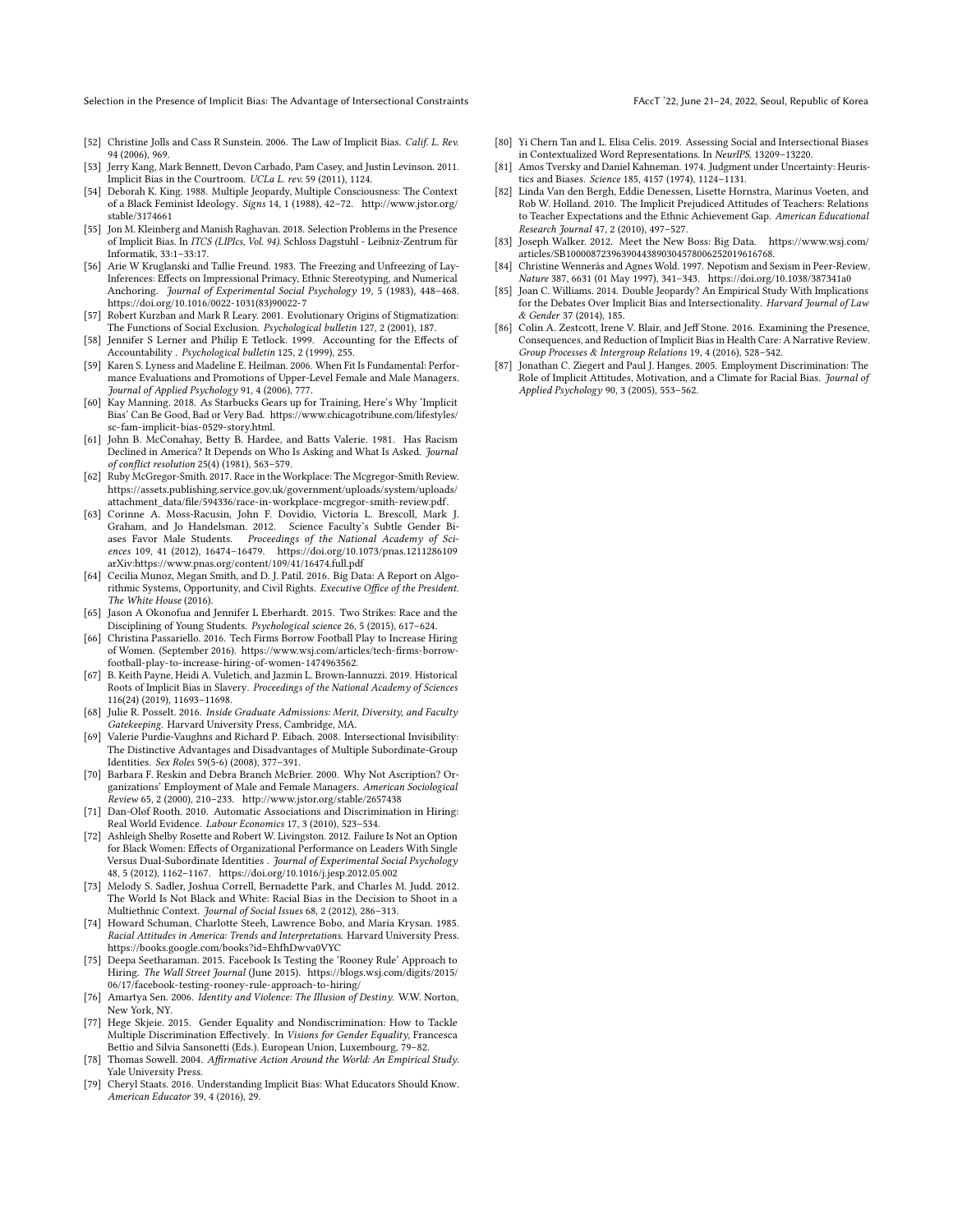[52] Christine Jolls and Cass R Sunstein. 2006. The Law of Implicit Bias. *Calif. L. Rev.* 94 (2006), 969.

[53] Jerry Kang, Mark Bennett, Devon Carbado, Pam Casey, and Justin Levinson. 2011. Implicit Bias in the Courtroom. *UCLa L. rev.* 59 (2011), 1124.

[54] Deborah K. King. 1988. Multiple Jeopardy, Multiple Consciousness: The Context of a Black Feminist Ideology. *Signs* 14, 1 (1988), 42–72. http://www.jstor.org/stable/3174661

[55] Jon M. Kleinberg and Manish Raghavan. 2018. Selection Problems in the Presence of Implicit Bias. In *ITCS (LIPIcs, Vol. 94)*. Schloss Dagstuhl - Leibniz-Zentrum für Informatik, 33:1–33:17.

[56] Arie W Kruglanski and Tallie Freund. 1983. The Freezing and Unfreezing of Lay-Inferences: Effects on Impressional Primacy, Ethnic Stereotyping, and Numerical Anchoring. *Journal of Experimental Social Psychology* 19, 5 (1983), 448–468. https://doi.org/10.1016/0022-1031(83)90022-7

[57] Robert Kurzban and Mark R Leary. 2001. Evolutionary Origins of Stigmatization: The Functions of Social Exclusion. *Psychological bulletin* 127, 2 (2001), 187.

[58] Jennifer S Lerner and Philip E Tetlock. 1999. Accounting for the Effects of Accountability . *Psychological bulletin* 125, 2 (1999), 255.

[59] Karen S. Lyness and Madeline E. Heilman. 2006. When Fit Is Fundamental: Performance Evaluations and Promotions of Upper-Level Female and Male Managers. *Journal of Applied Psychology* 91, 4 (2006), 777.

[60] Kay Manning. 2018. As Starbucks Gears up for Training, Here's Why 'Implicit Bias' Can Be Good, Bad or Very Bad. https://www.chicagotribune.com/lifestyles/sc-fam-implicit-bias-0529-story.html.

[61] John B. McConahay, Betty B. Hardee, and Batts Valerie. 1981. Has Racism Declined in America? It Depends on Who Is Asking and What Is Asked. *Journal of conflict resolution* 25(4) (1981), 563–579.

[62] Ruby McGregor-Smith. 2017. Race in the Workplace: The Mcgregor-Smith Review. https://assets.publishing.service.gov.uk/government/uploads/system/uploads/attachment_data/file/594336/race-in-workplace-mcgregor-smith-review.pdf.

[63] Corinne A. Moss-Racusin, John F. Dovidio, Victoria L. Brescoll, Mark J. Graham, and Jo Handelsman. 2012. Science Faculty's Subtle Gender Biases Favor Male Students. *Proceedings of the National Academy of Sciences* 109, 41 (2012), 16474–16479. https://doi.org/10.1073/pnas.1211286109 arXiv:https://www.pnas.org/content/109/41/16474.full.pdf

[64] Cecilia Munoz, Megan Smith, and D. J. Patil. 2016. Big Data: A Report on Algorithmic Systems, Opportunity, and Civil Rights. *Executive Office of the President. The White House* (2016).

[65] Jason A Okonofua and Jennifer L Eberhardt. 2015. Two Strikes: Race and the Disciplining of Young Students. *Psychological science* 26, 5 (2015), 617–624.

[66] Christina Passariello. 2016. Tech Firms Borrow Football Play to Increase Hiring of Women. (September 2016). https://www.wsj.com/articles/tech-firms-borrow-football-play-to-increase-hiring-of-women-1474963562.

[67] B. Keith Payne, Heidi A. Vuletich, and Jazmin L. Brown-Iannuzzi. 2019. Historical Roots of Implicit Bias in Slavery. *Proceedings of the National Academy of Sciences* 116(24) (2019), 11693–11698.

[68] Julie R. Posselt. 2016. *Inside Graduate Admissions: Merit, Diversity, and Faculty Gatekeeping.* Harvard University Press, Cambridge, MA.

[69] Valerie Purdie-Vaughns and Richard P. Eibach. 2008. Intersectional Invisibility: The Distinctive Advantages and Disadvantages of Multiple Subordinate-Group Identities. *Sex Roles* 59(5-6) (2008), 377–391.

[70] Barbara F. Reskin and Debra Branch McBrier. 2000. Why Not Ascription? Organizations' Employment of Male and Female Managers. *American Sociological Review* 65, 2 (2000), 210–233. http://www.jstor.org/stable/2657438

[71] Dan-Olof Rooth. 2010. Automatic Associations and Discrimination in Hiring: Real World Evidence. *Labour Economics* 17, 3 (2010), 523–534.

[72] Ashleigh Shelby Rosette and Robert W. Livingston. 2012. Failure Is Not an Option for Black Women: Effects of Organizational Performance on Leaders With Single Versus Dual-Subordinate Identities . *Journal of Experimental Social Psychology* 48, 5 (2012), 1162–1167. https://doi.org/10.1016/j.jesp.2012.05.002

[73] Melody S. Sadler, Joshua Correll, Bernadette Park, and Charles M. Judd. 2012. The World Is Not Black and White: Racial Bias in the Decision to Shoot in a Multiethnic Context. *Journal of Social Issues* 68, 2 (2012), 286–313.

[74] Howard Schuman, Charlotte Steeh, Lawrence Bobo, and Maria Krysan. 1985. *Racial Attitudes in America: Trends and Interpretations.* Harvard University Press. https://books.google.com/books?id=EhfhDwva0VYC

[75] Deepa Seetharaman. 2015. Facebook Is Testing the 'Rooney Rule' Approach to Hiring. *The Wall Street Journal* (June 2015). https://blogs.wsj.com/digits/2015/06/17/facebook-testing-rooney-rule-approach-to-hiring/

[76] Amartya Sen. 2006. *Identity and Violence: The Illusion of Destiny.* W.W. Norton, New York, NY.

[77] Hege Skjeie. 2015. Gender Equality and Nondiscrimination: How to Tackle Multiple Discrimination Effectively. In *Visions for Gender Equality*, Francesca Bettio and Silvia Sansonetti (Eds.). European Union, Luxembourg, 79–82.

[78] Thomas Sowell. 2004. *Affirmative Action Around the World: An Empirical Study.* Yale University Press.

[79] Cheryl Staats. 2016. Understanding Implicit Bias: What Educators Should Know. *American Educator* 39, 4 (2016), 29.

[80] Yi Chern Tan and L. Elisa Celis. 2019. Assessing Social and Intersectional Biases in Contextualized Word Representations. In *NeurIPS*. 13209–13220.

[81] Amos Tversky and Daniel Kahneman. 1974. Judgment under Uncertainty: Heuristics and Biases. *Science* 185, 4157 (1974), 1124–1131.

[82] Linda Van den Bergh, Eddie Denessen, Lisette Hornstra, Marinus Voeten, and Rob W. Holland. 2010. The Implicit Prejudiced Attitudes of Teachers: Relations to Teacher Expectations and the Ethnic Achievement Gap. *American Educational Research Journal* 47, 2 (2010), 497–527.

[83] Joseph Walker. 2012. Meet the New Boss: Big Data. https://www.wsj.com/articles/SB10000872396390443890304578006252019616768.

[84] Christine Wennerås and Agnes Wold. 1997. Nepotism and Sexism in Peer-Review. *Nature* 387, 6631 (01 May 1997), 341–343. https://doi.org/10.1038/387341a0

[85] Joan C. Williams. 2014. Double Jeopardy? An Empirical Study With Implications for the Debates Over Implicit Bias and Intersectionality. *Harvard Journal of Law & Gender* 37 (2014), 185.

[86] Colin A. Zestcott, Irene V. Blair, and Jeff Stone. 2016. Examining the Presence, Consequences, and Reduction of Implicit Bias in Health Care: A Narrative Review. *Group Processes & Intergroup Relations* 19, 4 (2016), 528–542.

[87] Jonathan C. Ziegert and Paul J. Hanges. 2005. Employment Discrimination: The Role of Implicit Attitudes, Motivation, and a Climate for Racial Bias. *Journal of Applied Psychology* 90, 3 (2005), 553–562.